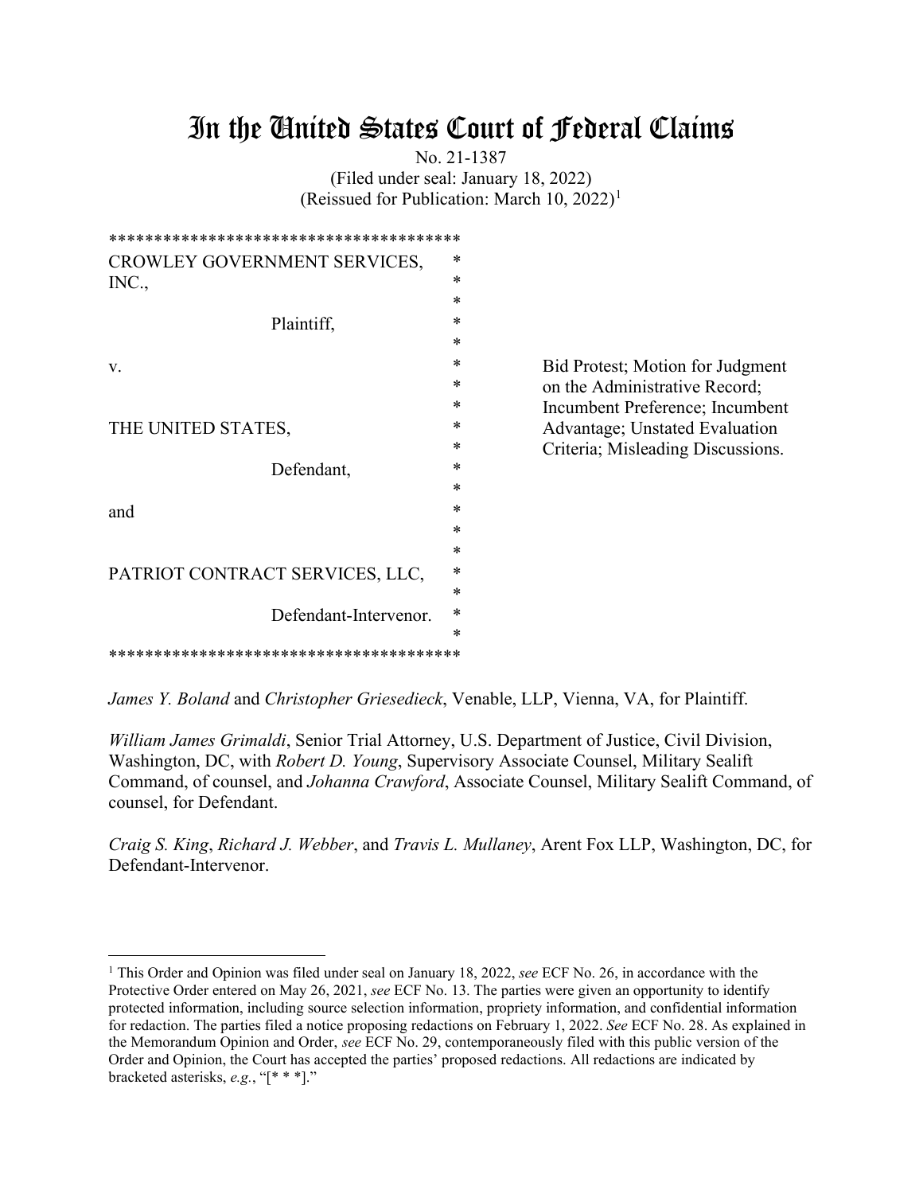# In the United States Court of Federal Claims

No. 21-1387
(Filed under seal: January 18, 2022)
(Reissued for Publication: March 10, 2022)[1]

```
**************************************
CROWLEY GOVERNMENT SERVICES,    *
INC.,                           *
                                *
            Plaintiff,          *
                                *
v.                              *
                                *
                                *
THE UNITED STATES,              *
                                *
            Defendant,          *
                                *
and                             *
                                *
                                *
PATRIOT CONTRACT SERVICES, LLC, *
                                *
            Defendant-Intervenor. *
                                *
**************************************
```

Bid Protest; Motion for Judgment on the Administrative Record; Incumbent Preference; Incumbent Advantage; Unstated Evaluation Criteria; Misleading Discussions.

*James Y. Boland* and *Christopher Griesedieck*, Venable, LLP, Vienna, VA, for Plaintiff.

*William James Grimaldi*, Senior Trial Attorney, U.S. Department of Justice, Civil Division, Washington, DC, with *Robert D. Young*, Supervisory Associate Counsel, Military Sealift Command, of counsel, and *Johanna Crawford*, Associate Counsel, Military Sealift Command, of counsel, for Defendant.

*Craig S. King*, *Richard J. Webber*, and *Travis L. Mullaney*, Arent Fox LLP, Washington, DC, for Defendant-Intervenor.

---

[1] This Order and Opinion was filed under seal on January 18, 2022, *see* ECF No. 26, in accordance with the Protective Order entered on May 26, 2021, *see* ECF No. 13. The parties were given an opportunity to identify protected information, including source selection information, propriety information, and confidential information for redaction. The parties filed a notice proposing redactions on February 1, 2022. *See* ECF No. 28. As explained in the Memorandum Opinion and Order, *see* ECF No. 29, contemporaneously filed with this public version of the Order and Opinion, the Court has accepted the parties' proposed redactions. All redactions are indicated by bracketed asterisks, *e.g.*, "[* * *]."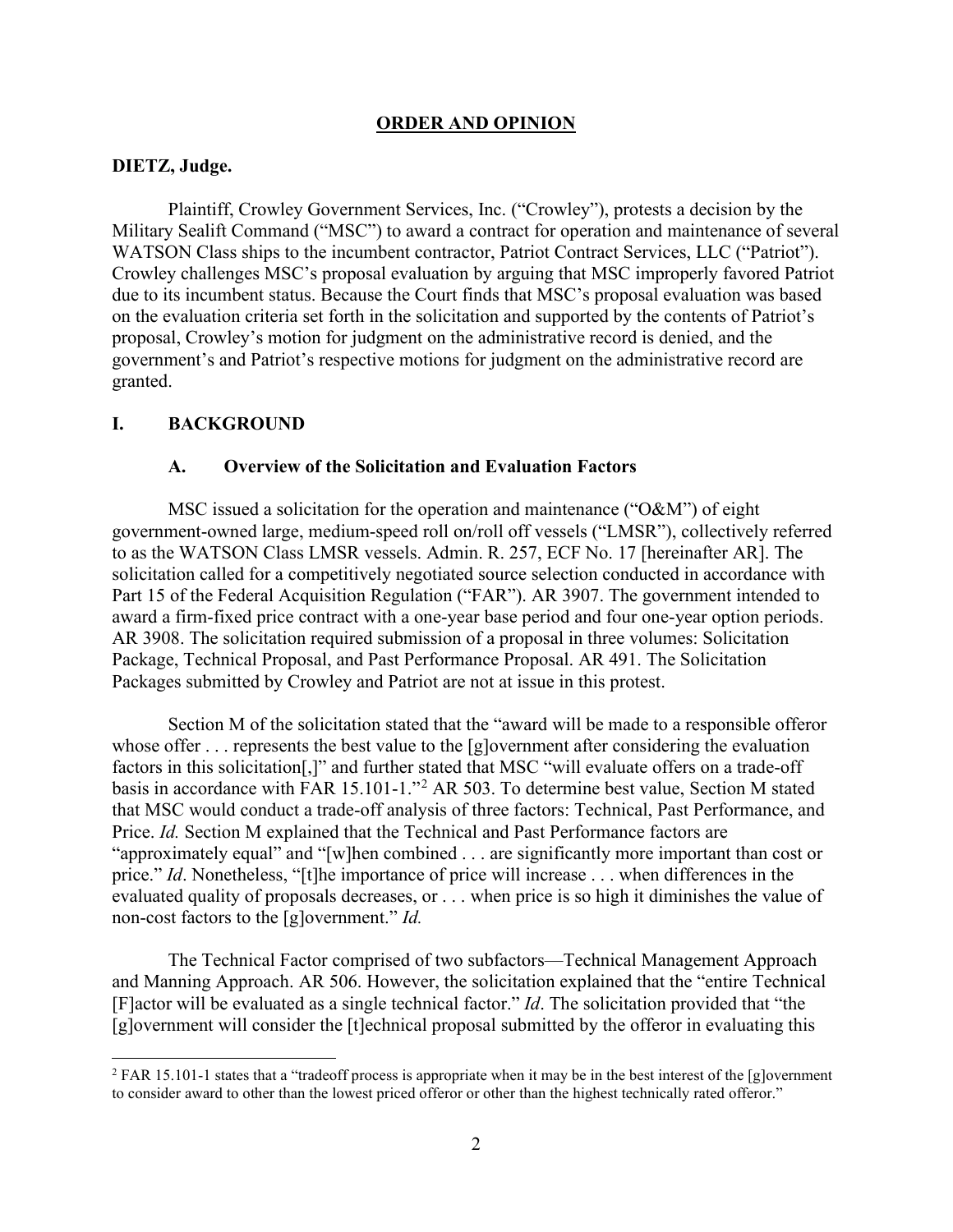## ORDER AND OPINION

**DIETZ, Judge.**

Plaintiff, Crowley Government Services, Inc. ("Crowley"), protests a decision by the Military Sealift Command ("MSC") to award a contract for operation and maintenance of several WATSON Class ships to the incumbent contractor, Patriot Contract Services, LLC ("Patriot"). Crowley challenges MSC's proposal evaluation by arguing that MSC improperly favored Patriot due to its incumbent status. Because the Court finds that MSC's proposal evaluation was based on the evaluation criteria set forth in the solicitation and supported by the contents of Patriot's proposal, Crowley's motion for judgment on the administrative record is denied, and the government's and Patriot's respective motions for judgment on the administrative record are granted.

## I. BACKGROUND

### A. Overview of the Solicitation and Evaluation Factors

MSC issued a solicitation for the operation and maintenance ("O&M") of eight government-owned large, medium-speed roll on/roll off vessels ("LMSR"), collectively referred to as the WATSON Class LMSR vessels. Admin. R. 257, ECF No. 17 [hereinafter AR]. The solicitation called for a competitively negotiated source selection conducted in accordance with Part 15 of the Federal Acquisition Regulation ("FAR"). AR 3907. The government intended to award a firm-fixed price contract with a one-year base period and four one-year option periods. AR 3908. The solicitation required submission of a proposal in three volumes: Solicitation Package, Technical Proposal, and Past Performance Proposal. AR 491. The Solicitation Packages submitted by Crowley and Patriot are not at issue in this protest.

Section M of the solicitation stated that the "award will be made to a responsible offeror whose offer . . . represents the best value to the [g]overnment after considering the evaluation factors in this solicitation[,]" and further stated that MSC "will evaluate offers on a trade-off basis in accordance with FAR 15.101-1."[2] AR 503. To determine best value, Section M stated that MSC would conduct a trade-off analysis of three factors: Technical, Past Performance, and Price. *Id.* Section M explained that the Technical and Past Performance factors are "approximately equal" and "[w]hen combined . . . are significantly more important than cost or price." *Id*. Nonetheless, "[t]he importance of price will increase . . . when differences in the evaluated quality of proposals decreases, or . . . when price is so high it diminishes the value of non-cost factors to the [g]overnment." *Id.*

The Technical Factor comprised of two subfactors—Technical Management Approach and Manning Approach. AR 506. However, the solicitation explained that the "entire Technical [F]actor will be evaluated as a single technical factor." *Id*. The solicitation provided that "the [g]overnment will consider the [t]echnical proposal submitted by the offeror in evaluating this

---

[2] FAR 15.101-1 states that a "tradeoff process is appropriate when it may be in the best interest of the [g]overnment to consider award to other than the lowest priced offeror or other than the highest technically rated offeror."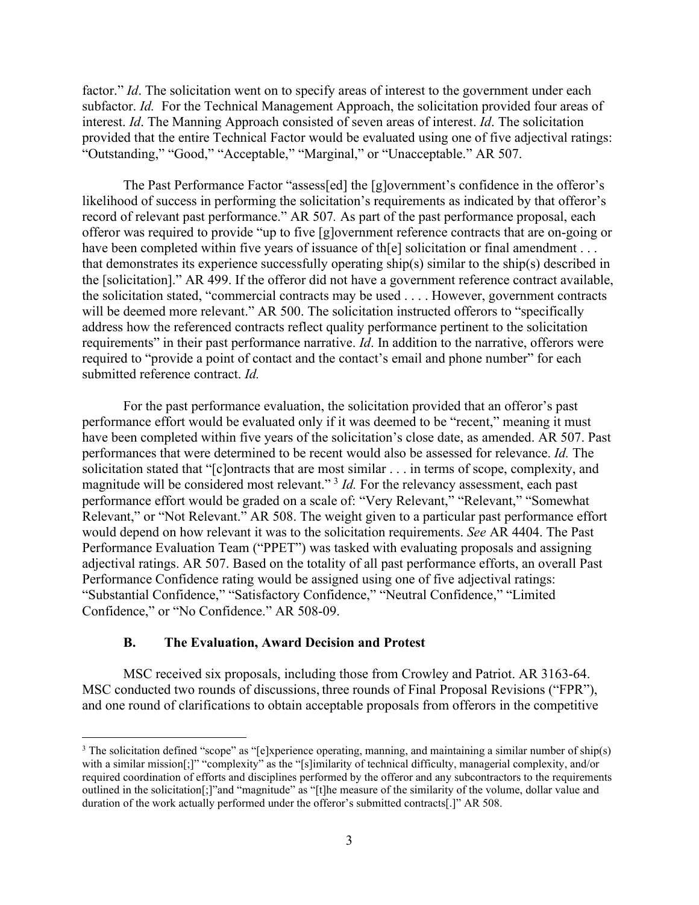factor." *Id*. The solicitation went on to specify areas of interest to the government under each subfactor. *Id.* For the Technical Management Approach, the solicitation provided four areas of interest. *Id*. The Manning Approach consisted of seven areas of interest. *Id*. The solicitation provided that the entire Technical Factor would be evaluated using one of five adjectival ratings: "Outstanding," "Good," "Acceptable," "Marginal," or "Unacceptable." AR 507.

The Past Performance Factor "assess[ed] the [g]overnment's confidence in the offeror's likelihood of success in performing the solicitation's requirements as indicated by that offeror's record of relevant past performance." AR 507*.* As part of the past performance proposal, each offeror was required to provide "up to five [g]overnment reference contracts that are on-going or have been completed within five years of issuance of th[e] solicitation or final amendment . . . that demonstrates its experience successfully operating ship(s) similar to the ship(s) described in the [solicitation]." AR 499. If the offeror did not have a government reference contract available, the solicitation stated, "commercial contracts may be used . . . . However, government contracts will be deemed more relevant." AR 500. The solicitation instructed offerors to "specifically address how the referenced contracts reflect quality performance pertinent to the solicitation requirements" in their past performance narrative. *Id*. In addition to the narrative, offerors were required to "provide a point of contact and the contact's email and phone number" for each submitted reference contract. *Id.*

For the past performance evaluation, the solicitation provided that an offeror's past performance effort would be evaluated only if it was deemed to be "recent," meaning it must have been completed within five years of the solicitation's close date, as amended. AR 507. Past performances that were determined to be recent would also be assessed for relevance. *Id.* The solicitation stated that "[c]ontracts that are most similar . . . in terms of scope, complexity, and magnitude will be considered most relevant." [3] *Id.* For the relevancy assessment, each past performance effort would be graded on a scale of: "Very Relevant," "Relevant," "Somewhat Relevant," or "Not Relevant." AR 508. The weight given to a particular past performance effort would depend on how relevant it was to the solicitation requirements. *See* AR 4404. The Past Performance Evaluation Team ("PPET") was tasked with evaluating proposals and assigning adjectival ratings. AR 507. Based on the totality of all past performance efforts, an overall Past Performance Confidence rating would be assigned using one of five adjectival ratings: "Substantial Confidence," "Satisfactory Confidence," "Neutral Confidence," "Limited Confidence," or "No Confidence." AR 508-09.

### B. The Evaluation, Award Decision and Protest

MSC received six proposals, including those from Crowley and Patriot. AR 3163-64. MSC conducted two rounds of discussions, three rounds of Final Proposal Revisions ("FPR"), and one round of clarifications to obtain acceptable proposals from offerors in the competitive

---

[3] The solicitation defined "scope" as "[e]xperience operating, manning, and maintaining a similar number of ship(s) with a similar mission[;]" "complexity" as the "[s]imilarity of technical difficulty, managerial complexity, and/or required coordination of efforts and disciplines performed by the offeror and any subcontractors to the requirements outlined in the solicitation[;]"and "magnitude" as "[t]he measure of the similarity of the volume, dollar value and duration of the work actually performed under the offeror's submitted contracts[.]" AR 508.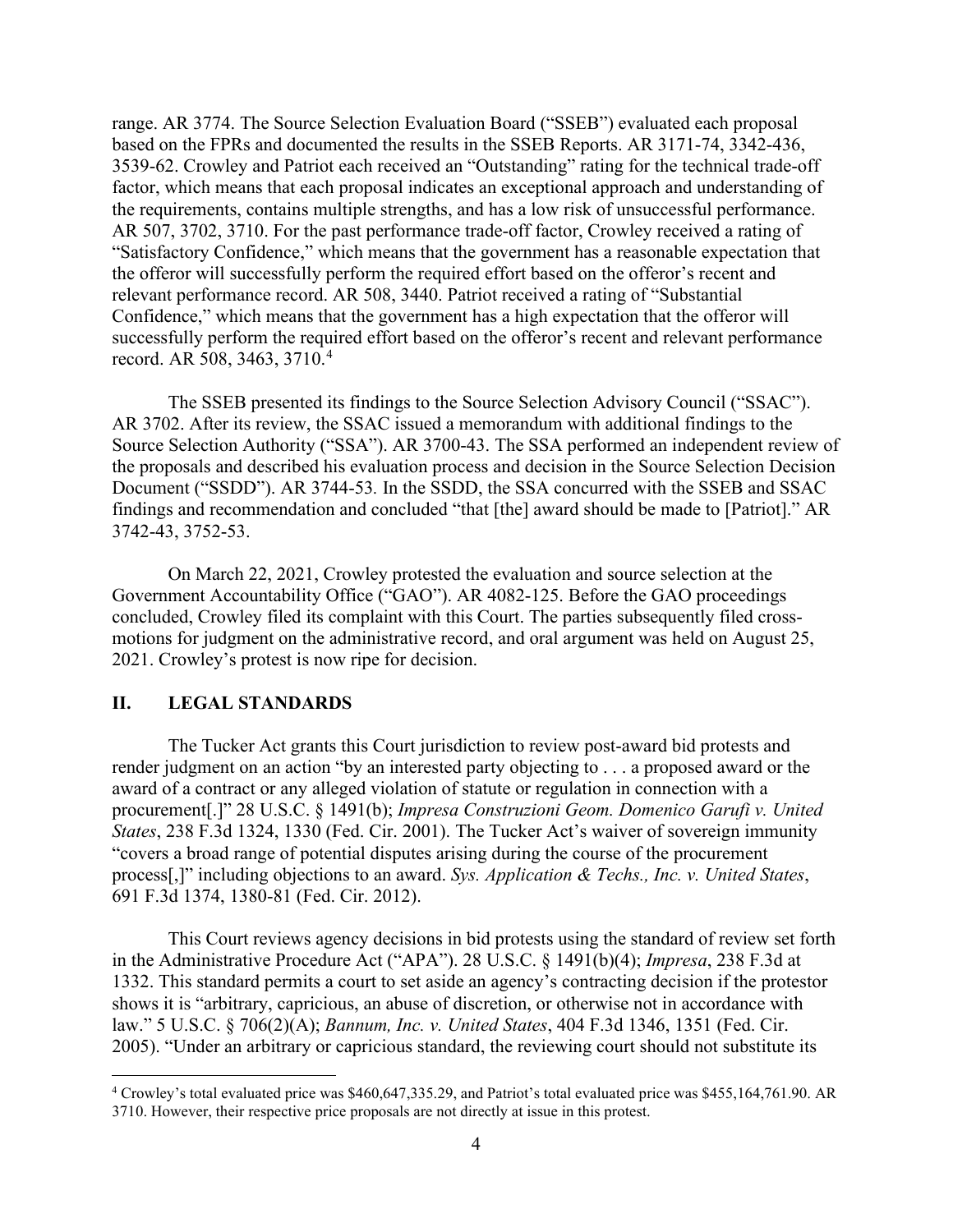range. AR 3774. The Source Selection Evaluation Board ("SSEB") evaluated each proposal based on the FPRs and documented the results in the SSEB Reports. AR 3171-74, 3342-436, 3539-62. Crowley and Patriot each received an "Outstanding" rating for the technical trade-off factor, which means that each proposal indicates an exceptional approach and understanding of the requirements, contains multiple strengths, and has a low risk of unsuccessful performance. AR 507, 3702, 3710. For the past performance trade-off factor, Crowley received a rating of "Satisfactory Confidence," which means that the government has a reasonable expectation that the offeror will successfully perform the required effort based on the offeror's recent and relevant performance record. AR 508, 3440. Patriot received a rating of "Substantial Confidence," which means that the government has a high expectation that the offeror will successfully perform the required effort based on the offeror's recent and relevant performance record. AR 508, 3463, 3710.[4]

The SSEB presented its findings to the Source Selection Advisory Council ("SSAC"). AR 3702. After its review, the SSAC issued a memorandum with additional findings to the Source Selection Authority ("SSA"). AR 3700-43. The SSA performed an independent review of the proposals and described his evaluation process and decision in the Source Selection Decision Document ("SSDD"). AR 3744-53. In the SSDD, the SSA concurred with the SSEB and SSAC findings and recommendation and concluded "that [the] award should be made to [Patriot]." AR 3742-43, 3752-53.

On March 22, 2021, Crowley protested the evaluation and source selection at the Government Accountability Office ("GAO"). AR 4082-125. Before the GAO proceedings concluded, Crowley filed its complaint with this Court. The parties subsequently filed cross-motions for judgment on the administrative record, and oral argument was held on August 25, 2021. Crowley's protest is now ripe for decision.

## II. LEGAL STANDARDS

The Tucker Act grants this Court jurisdiction to review post-award bid protests and render judgment on an action "by an interested party objecting to . . . a proposed award or the award of a contract or any alleged violation of statute or regulation in connection with a procurement[.]" 28 U.S.C. § 1491(b); *Impresa Construzioni Geom. Domenico Garufi v. United States*, 238 F.3d 1324, 1330 (Fed. Cir. 2001). The Tucker Act's waiver of sovereign immunity "covers a broad range of potential disputes arising during the course of the procurement process[,]" including objections to an award. *Sys. Application & Techs., Inc. v. United States*, 691 F.3d 1374, 1380-81 (Fed. Cir. 2012).

This Court reviews agency decisions in bid protests using the standard of review set forth in the Administrative Procedure Act ("APA"). 28 U.S.C. § 1491(b)(4); *Impresa*, 238 F.3d at 1332. This standard permits a court to set aside an agency's contracting decision if the protestor shows it is "arbitrary, capricious, an abuse of discretion, or otherwise not in accordance with law." 5 U.S.C. § 706(2)(A); *Bannum, Inc. v. United States*, 404 F.3d 1346, 1351 (Fed. Cir. 2005). "Under an arbitrary or capricious standard, the reviewing court should not substitute its

---

[4] Crowley's total evaluated price was $460,647,335.29, and Patriot's total evaluated price was $455,164,761.90. AR 3710. However, their respective price proposals are not directly at issue in this protest.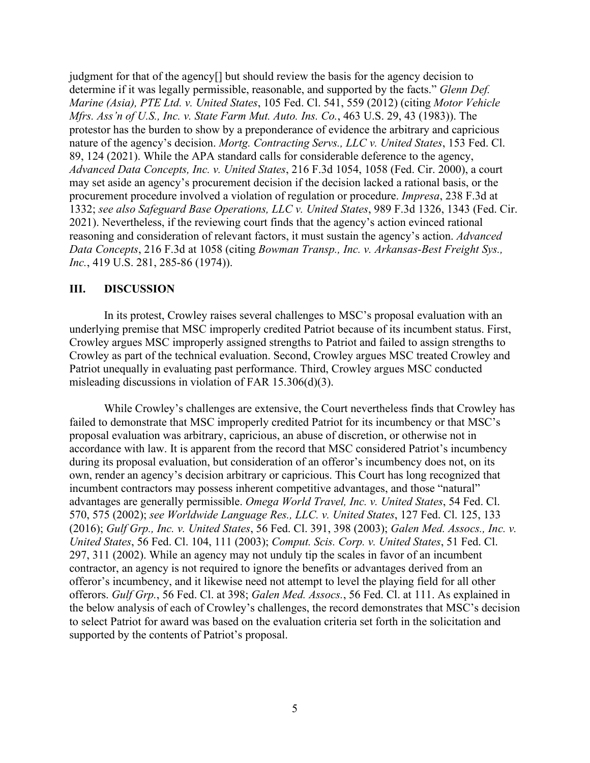judgment for that of the agency[] but should review the basis for the agency decision to determine if it was legally permissible, reasonable, and supported by the facts." *Glenn Def. Marine (Asia), PTE Ltd. v. United States*, 105 Fed. Cl. 541, 559 (2012) (citing *Motor Vehicle Mfrs. Ass'n of U.S., Inc. v. State Farm Mut. Auto. Ins. Co.*, 463 U.S. 29, 43 (1983)). The protestor has the burden to show by a preponderance of evidence the arbitrary and capricious nature of the agency's decision. *Mortg. Contracting Servs., LLC v. United States*, 153 Fed. Cl. 89, 124 (2021). While the APA standard calls for considerable deference to the agency, *Advanced Data Concepts, Inc. v. United States*, 216 F.3d 1054, 1058 (Fed. Cir. 2000), a court may set aside an agency's procurement decision if the decision lacked a rational basis, or the procurement procedure involved a violation of regulation or procedure. *Impresa*, 238 F.3d at 1332; *see also Safeguard Base Operations, LLC v. United States*, 989 F.3d 1326, 1343 (Fed. Cir. 2021). Nevertheless, if the reviewing court finds that the agency's action evinced rational reasoning and consideration of relevant factors, it must sustain the agency's action. *Advanced Data Concepts*, 216 F.3d at 1058 (citing *Bowman Transp., Inc. v. Arkansas-Best Freight Sys., Inc.*, 419 U.S. 281, 285-86 (1974)).

## III. DISCUSSION

In its protest, Crowley raises several challenges to MSC's proposal evaluation with an underlying premise that MSC improperly credited Patriot because of its incumbent status. First, Crowley argues MSC improperly assigned strengths to Patriot and failed to assign strengths to Crowley as part of the technical evaluation. Second, Crowley argues MSC treated Crowley and Patriot unequally in evaluating past performance. Third, Crowley argues MSC conducted misleading discussions in violation of FAR 15.306(d)(3).

While Crowley's challenges are extensive, the Court nevertheless finds that Crowley has failed to demonstrate that MSC improperly credited Patriot for its incumbency or that MSC's proposal evaluation was arbitrary, capricious, an abuse of discretion, or otherwise not in accordance with law. It is apparent from the record that MSC considered Patriot's incumbency during its proposal evaluation, but consideration of an offeror's incumbency does not, on its own, render an agency's decision arbitrary or capricious. This Court has long recognized that incumbent contractors may possess inherent competitive advantages, and those "natural" advantages are generally permissible. *Omega World Travel, Inc. v. United States*, 54 Fed. Cl. 570, 575 (2002); *see Worldwide Language Res., LLC. v. United States*, 127 Fed. Cl. 125, 133 (2016); *Gulf Grp., Inc. v. United States*, 56 Fed. Cl. 391, 398 (2003); *Galen Med. Assocs., Inc. v. United States*, 56 Fed. Cl. 104, 111 (2003); *Comput. Scis. Corp. v. United States*, 51 Fed. Cl. 297, 311 (2002). While an agency may not unduly tip the scales in favor of an incumbent contractor, an agency is not required to ignore the benefits or advantages derived from an offeror's incumbency, and it likewise need not attempt to level the playing field for all other offerors. *Gulf Grp.*, 56 Fed. Cl. at 398; *Galen Med. Assocs.*, 56 Fed. Cl. at 111. As explained in the below analysis of each of Crowley's challenges, the record demonstrates that MSC's decision to select Patriot for award was based on the evaluation criteria set forth in the solicitation and supported by the contents of Patriot's proposal.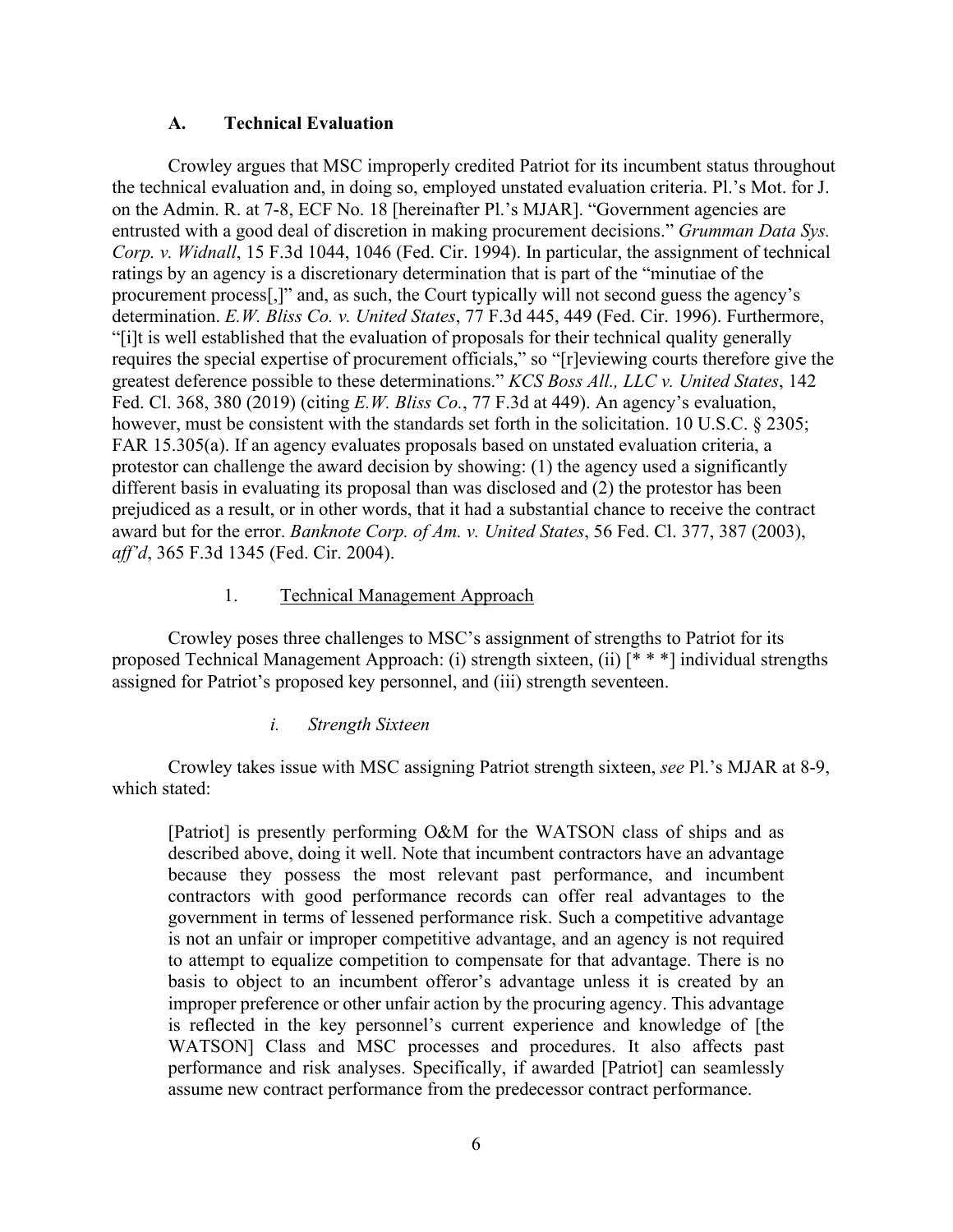### A. Technical Evaluation

Crowley argues that MSC improperly credited Patriot for its incumbent status throughout the technical evaluation and, in doing so, employed unstated evaluation criteria. Pl.'s Mot. for J. on the Admin. R. at 7-8, ECF No. 18 [hereinafter Pl.'s MJAR]. "Government agencies are entrusted with a good deal of discretion in making procurement decisions." *Grumman Data Sys. Corp. v. Widnall*, 15 F.3d 1044, 1046 (Fed. Cir. 1994). In particular, the assignment of technical ratings by an agency is a discretionary determination that is part of the "minutiae of the procurement process[,]" and, as such, the Court typically will not second guess the agency's determination. *E.W. Bliss Co. v. United States*, 77 F.3d 445, 449 (Fed. Cir. 1996). Furthermore, "[i]t is well established that the evaluation of proposals for their technical quality generally requires the special expertise of procurement officials," so "[r]eviewing courts therefore give the greatest deference possible to these determinations." *KCS Boss All., LLC v. United States*, 142 Fed. Cl. 368, 380 (2019) (citing *E.W. Bliss Co.*, 77 F.3d at 449). An agency's evaluation, however, must be consistent with the standards set forth in the solicitation. 10 U.S.C. § 2305; FAR 15.305(a). If an agency evaluates proposals based on unstated evaluation criteria, a protestor can challenge the award decision by showing: (1) the agency used a significantly different basis in evaluating its proposal than was disclosed and (2) the protestor has been prejudiced as a result, or in other words, that it had a substantial chance to receive the contract award but for the error. *Banknote Corp. of Am. v. United States*, 56 Fed. Cl. 377, 387 (2003), *aff'd*, 365 F.3d 1345 (Fed. Cir. 2004).

#### 1. Technical Management Approach

Crowley poses three challenges to MSC's assignment of strengths to Patriot for its proposed Technical Management Approach: (i) strength sixteen, (ii) [* * *] individual strengths assigned for Patriot's proposed key personnel, and (iii) strength seventeen.

##### *i. Strength Sixteen*

Crowley takes issue with MSC assigning Patriot strength sixteen, *see* Pl.'s MJAR at 8-9, which stated:

> [Patriot] is presently performing O&M for the WATSON class of ships and as described above, doing it well. Note that incumbent contractors have an advantage because they possess the most relevant past performance, and incumbent contractors with good performance records can offer real advantages to the government in terms of lessened performance risk. Such a competitive advantage is not an unfair or improper competitive advantage, and an agency is not required to attempt to equalize competition to compensate for that advantage. There is no basis to object to an incumbent offeror's advantage unless it is created by an improper preference or other unfair action by the procuring agency. This advantage is reflected in the key personnel's current experience and knowledge of [the WATSON] Class and MSC processes and procedures. It also affects past performance and risk analyses. Specifically, if awarded [Patriot] can seamlessly assume new contract performance from the predecessor contract performance.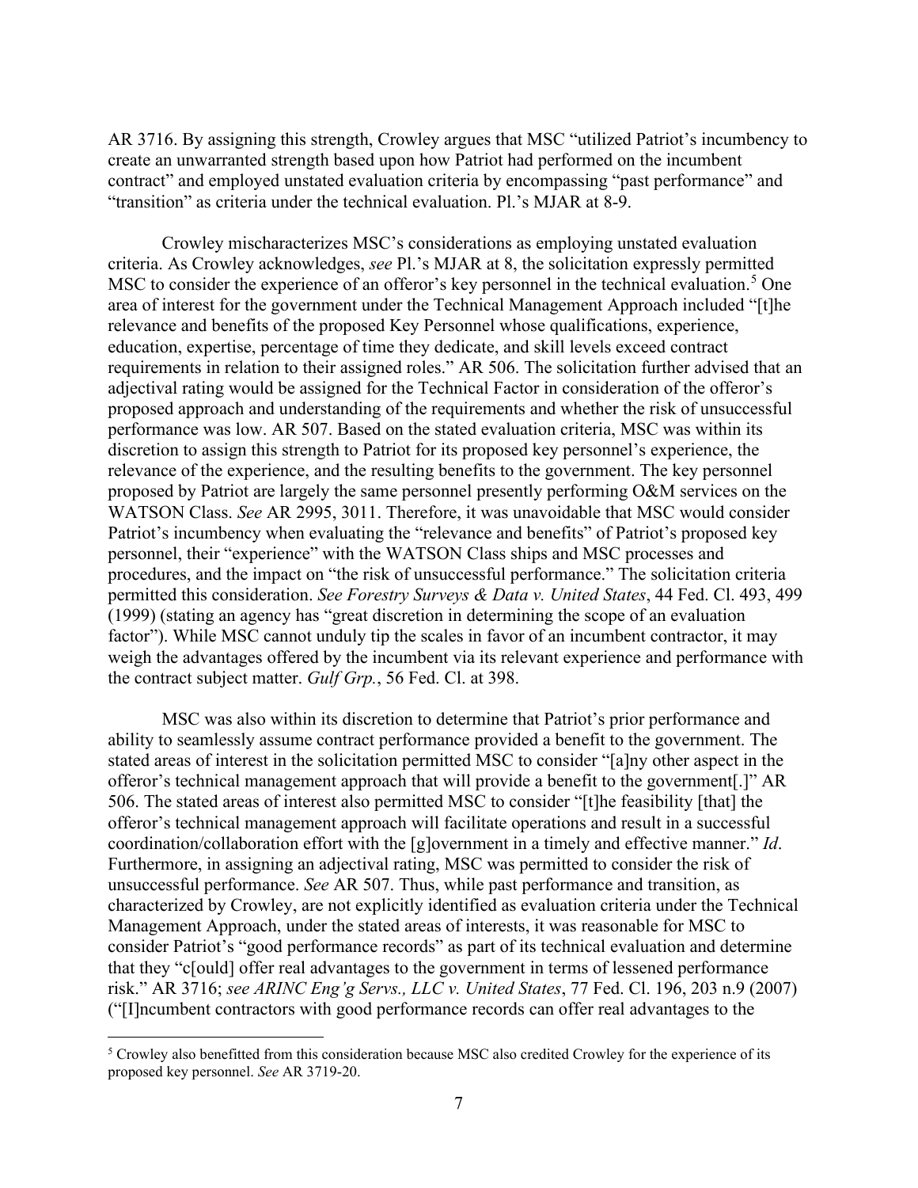AR 3716. By assigning this strength, Crowley argues that MSC "utilized Patriot's incumbency to create an unwarranted strength based upon how Patriot had performed on the incumbent contract" and employed unstated evaluation criteria by encompassing "past performance" and "transition" as criteria under the technical evaluation. Pl.'s MJAR at 8-9.

Crowley mischaracterizes MSC's considerations as employing unstated evaluation criteria. As Crowley acknowledges, *see* Pl.'s MJAR at 8, the solicitation expressly permitted MSC to consider the experience of an offeror's key personnel in the technical evaluation.[5] One area of interest for the government under the Technical Management Approach included "[t]he relevance and benefits of the proposed Key Personnel whose qualifications, experience, education, expertise, percentage of time they dedicate, and skill levels exceed contract requirements in relation to their assigned roles." AR 506. The solicitation further advised that an adjectival rating would be assigned for the Technical Factor in consideration of the offeror's proposed approach and understanding of the requirements and whether the risk of unsuccessful performance was low. AR 507. Based on the stated evaluation criteria, MSC was within its discretion to assign this strength to Patriot for its proposed key personnel's experience, the relevance of the experience, and the resulting benefits to the government. The key personnel proposed by Patriot are largely the same personnel presently performing O&M services on the WATSON Class. *See* AR 2995, 3011. Therefore, it was unavoidable that MSC would consider Patriot's incumbency when evaluating the "relevance and benefits" of Patriot's proposed key personnel, their "experience" with the WATSON Class ships and MSC processes and procedures, and the impact on "the risk of unsuccessful performance." The solicitation criteria permitted this consideration. *See Forestry Surveys & Data v. United States*, 44 Fed. Cl. 493, 499 (1999) (stating an agency has "great discretion in determining the scope of an evaluation factor"). While MSC cannot unduly tip the scales in favor of an incumbent contractor, it may weigh the advantages offered by the incumbent via its relevant experience and performance with the contract subject matter. *Gulf Grp.*, 56 Fed. Cl. at 398.

MSC was also within its discretion to determine that Patriot's prior performance and ability to seamlessly assume contract performance provided a benefit to the government. The stated areas of interest in the solicitation permitted MSC to consider "[a]ny other aspect in the offeror's technical management approach that will provide a benefit to the government[.]" AR 506. The stated areas of interest also permitted MSC to consider "[t]he feasibility [that] the offeror's technical management approach will facilitate operations and result in a successful coordination/collaboration effort with the [g]overnment in a timely and effective manner." *Id*. Furthermore, in assigning an adjectival rating, MSC was permitted to consider the risk of unsuccessful performance. *See* AR 507. Thus, while past performance and transition, as characterized by Crowley, are not explicitly identified as evaluation criteria under the Technical Management Approach, under the stated areas of interests, it was reasonable for MSC to consider Patriot's "good performance records" as part of its technical evaluation and determine that they "c[ould] offer real advantages to the government in terms of lessened performance risk." AR 3716; *see ARINC Eng'g Servs., LLC v. United States*, 77 Fed. Cl. 196, 203 n.9 (2007) ("[I]ncumbent contractors with good performance records can offer real advantages to the

---

[5] Crowley also benefitted from this consideration because MSC also credited Crowley for the experience of its proposed key personnel. *See* AR 3719-20.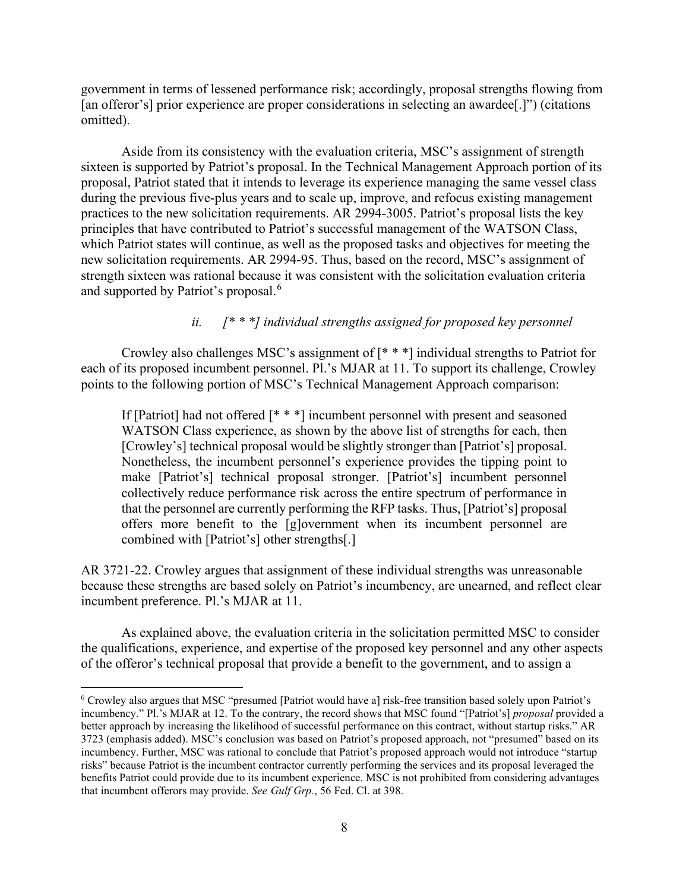government in terms of lessened performance risk; accordingly, proposal strengths flowing from [an offeror's] prior experience are proper considerations in selecting an awardee[.]") (citations omitted).

Aside from its consistency with the evaluation criteria, MSC's assignment of strength sixteen is supported by Patriot's proposal. In the Technical Management Approach portion of its proposal, Patriot stated that it intends to leverage its experience managing the same vessel class during the previous five-plus years and to scale up, improve, and refocus existing management practices to the new solicitation requirements. AR 2994-3005. Patriot's proposal lists the key principles that have contributed to Patriot's successful management of the WATSON Class, which Patriot states will continue, as well as the proposed tasks and objectives for meeting the new solicitation requirements. AR 2994-95. Thus, based on the record, MSC's assignment of strength sixteen was rational because it was consistent with the solicitation evaluation criteria and supported by Patriot's proposal.[6]

*ii. [* * *] individual strengths assigned for proposed key personnel*

Crowley also challenges MSC's assignment of [* * *] individual strengths to Patriot for each of its proposed incumbent personnel. Pl.'s MJAR at 11. To support its challenge, Crowley points to the following portion of MSC's Technical Management Approach comparison:

> If [Patriot] had not offered [* * *] incumbent personnel with present and seasoned WATSON Class experience, as shown by the above list of strengths for each, then [Crowley's] technical proposal would be slightly stronger than [Patriot's] proposal. Nonetheless, the incumbent personnel's experience provides the tipping point to make [Patriot's] technical proposal stronger. [Patriot's] incumbent personnel collectively reduce performance risk across the entire spectrum of performance in that the personnel are currently performing the RFP tasks. Thus, [Patriot's] proposal offers more benefit to the [g]overnment when its incumbent personnel are combined with [Patriot's] other strengths[.]

AR 3721-22. Crowley argues that assignment of these individual strengths was unreasonable because these strengths are based solely on Patriot's incumbency, are unearned, and reflect clear incumbent preference. Pl.'s MJAR at 11.

As explained above, the evaluation criteria in the solicitation permitted MSC to consider the qualifications, experience, and expertise of the proposed key personnel and any other aspects of the offeror's technical proposal that provide a benefit to the government, and to assign a

---

[6] Crowley also argues that MSC "presumed [Patriot would have a] risk-free transition based solely upon Patriot's incumbency." Pl.'s MJAR at 12. To the contrary, the record shows that MSC found "[Patriot's] *proposal* provided a better approach by increasing the likelihood of successful performance on this contract, without startup risks." AR 3723 (emphasis added). MSC's conclusion was based on Patriot's proposed approach, not "presumed" based on its incumbency. Further, MSC was rational to conclude that Patriot's proposed approach would not introduce "startup risks" because Patriot is the incumbent contractor currently performing the services and its proposal leveraged the benefits Patriot could provide due to its incumbent experience. MSC is not prohibited from considering advantages that incumbent offerors may provide. *See Gulf Grp.*, 56 Fed. Cl. at 398.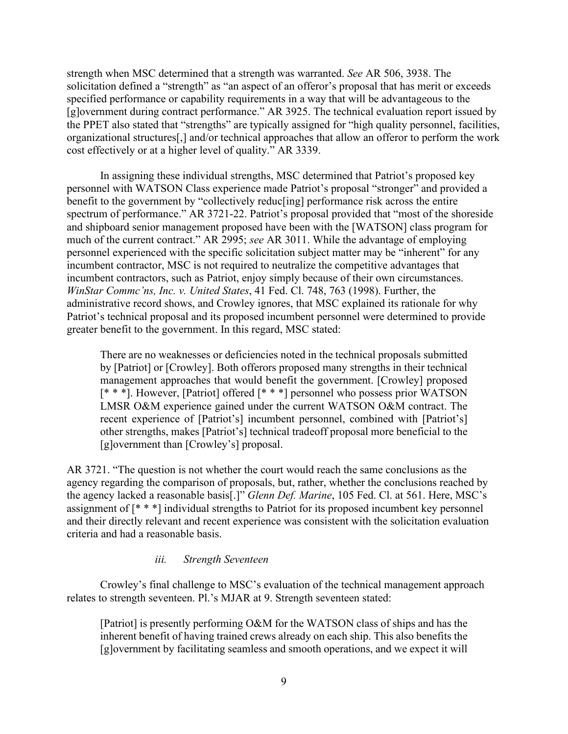strength when MSC determined that a strength was warranted. *See* AR 506, 3938. The solicitation defined a "strength" as "an aspect of an offeror's proposal that has merit or exceeds specified performance or capability requirements in a way that will be advantageous to the [g]overnment during contract performance." AR 3925. The technical evaluation report issued by the PPET also stated that "strengths" are typically assigned for "high quality personnel, facilities, organizational structures[,] and/or technical approaches that allow an offeror to perform the work cost effectively or at a higher level of quality." AR 3339.

In assigning these individual strengths, MSC determined that Patriot's proposed key personnel with WATSON Class experience made Patriot's proposal "stronger" and provided a benefit to the government by "collectively reduc[ing] performance risk across the entire spectrum of performance." AR 3721-22. Patriot's proposal provided that "most of the shoreside and shipboard senior management proposed have been with the [WATSON] class program for much of the current contract." AR 2995; *see* AR 3011. While the advantage of employing personnel experienced with the specific solicitation subject matter may be "inherent" for any incumbent contractor, MSC is not required to neutralize the competitive advantages that incumbent contractors, such as Patriot, enjoy simply because of their own circumstances. *WinStar Commc'ns, Inc. v. United States*, 41 Fed. Cl. 748, 763 (1998). Further, the administrative record shows, and Crowley ignores, that MSC explained its rationale for why Patriot's technical proposal and its proposed incumbent personnel were determined to provide greater benefit to the government. In this regard, MSC stated:

> There are no weaknesses or deficiencies noted in the technical proposals submitted by [Patriot] or [Crowley]. Both offerors proposed many strengths in their technical management approaches that would benefit the government. [Crowley] proposed [* * *]. However, [Patriot] offered [* * *] personnel who possess prior WATSON LMSR O&M experience gained under the current WATSON O&M contract. The recent experience of [Patriot's] incumbent personnel, combined with [Patriot's] other strengths, makes [Patriot's] technical tradeoff proposal more beneficial to the [g]overnment than [Crowley's] proposal.

AR 3721. "The question is not whether the court would reach the same conclusions as the agency regarding the comparison of proposals, but, rather, whether the conclusions reached by the agency lacked a reasonable basis[.]" *Glenn Def. Marine*, 105 Fed. Cl. at 561. Here, MSC's assignment of [* * *] individual strengths to Patriot for its proposed incumbent key personnel and their directly relevant and recent experience was consistent with the solicitation evaluation criteria and had a reasonable basis.

#### *iii. Strength Seventeen*

Crowley's final challenge to MSC's evaluation of the technical management approach relates to strength seventeen. Pl.'s MJAR at 9. Strength seventeen stated:

> [Patriot] is presently performing O&M for the WATSON class of ships and has the inherent benefit of having trained crews already on each ship. This also benefits the [g]overnment by facilitating seamless and smooth operations, and we expect it will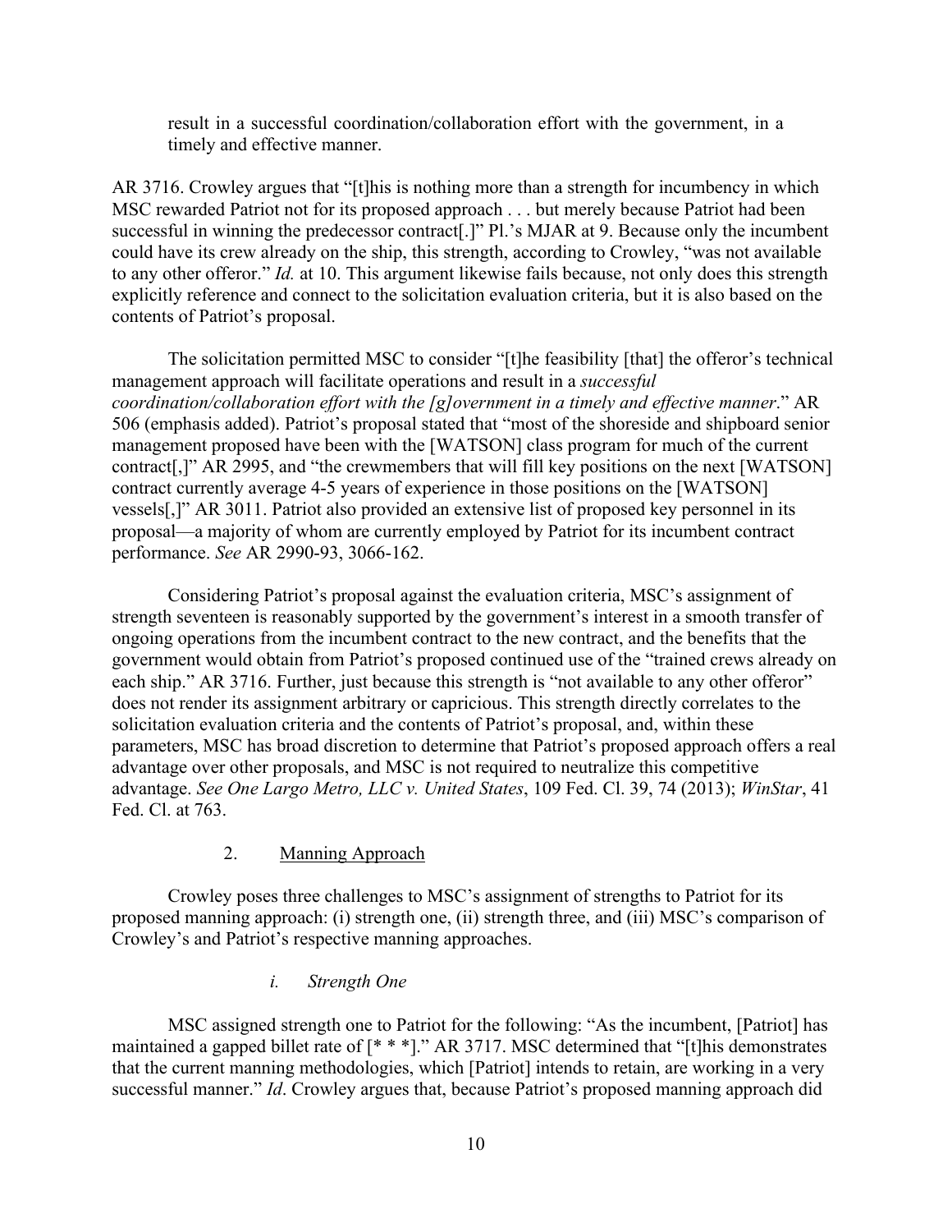> result in a successful coordination/collaboration effort with the government, in a timely and effective manner.

AR 3716. Crowley argues that "[t]his is nothing more than a strength for incumbency in which MSC rewarded Patriot not for its proposed approach . . . but merely because Patriot had been successful in winning the predecessor contract[.]" Pl.'s MJAR at 9. Because only the incumbent could have its crew already on the ship, this strength, according to Crowley, "was not available to any other offeror." *Id.* at 10. This argument likewise fails because, not only does this strength explicitly reference and connect to the solicitation evaluation criteria, but it is also based on the contents of Patriot's proposal.

The solicitation permitted MSC to consider "[t]he feasibility [that] the offeror's technical management approach will facilitate operations and result in a *successful coordination/collaboration effort with the [g]overnment in a timely and effective manner*." AR 506 (emphasis added). Patriot's proposal stated that "most of the shoreside and shipboard senior management proposed have been with the [WATSON] class program for much of the current contract[,]" AR 2995, and "the crewmembers that will fill key positions on the next [WATSON] contract currently average 4-5 years of experience in those positions on the [WATSON] vessels[,]" AR 3011. Patriot also provided an extensive list of proposed key personnel in its proposal—a majority of whom are currently employed by Patriot for its incumbent contract performance. *See* AR 2990-93, 3066-162.

Considering Patriot's proposal against the evaluation criteria, MSC's assignment of strength seventeen is reasonably supported by the government's interest in a smooth transfer of ongoing operations from the incumbent contract to the new contract, and the benefits that the government would obtain from Patriot's proposed continued use of the "trained crews already on each ship." AR 3716. Further, just because this strength is "not available to any other offeror" does not render its assignment arbitrary or capricious. This strength directly correlates to the solicitation evaluation criteria and the contents of Patriot's proposal, and, within these parameters, MSC has broad discretion to determine that Patriot's proposed approach offers a real advantage over other proposals, and MSC is not required to neutralize this competitive advantage. *See One Largo Metro, LLC v. United States*, 109 Fed. Cl. 39, 74 (2013); *WinStar*, 41 Fed. Cl. at 763.

### 2. Manning Approach

Crowley poses three challenges to MSC's assignment of strengths to Patriot for its proposed manning approach: (i) strength one, (ii) strength three, and (iii) MSC's comparison of Crowley's and Patriot's respective manning approaches.

#### *i. Strength One*

MSC assigned strength one to Patriot for the following: "As the incumbent, [Patriot] has maintained a gapped billet rate of [* * *]." AR 3717. MSC determined that "[t]his demonstrates that the current manning methodologies, which [Patriot] intends to retain, are working in a very successful manner." *Id*. Crowley argues that, because Patriot's proposed manning approach did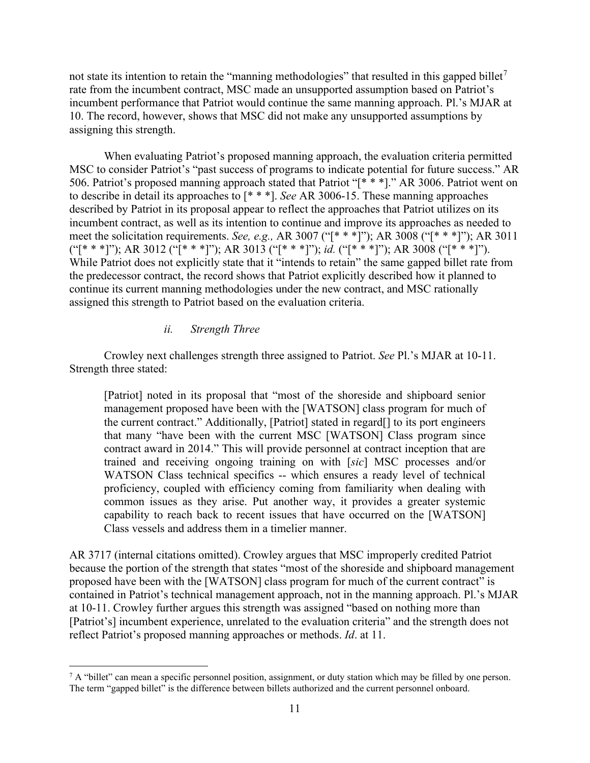not state its intention to retain the "manning methodologies" that resulted in this gapped billet[7] rate from the incumbent contract, MSC made an unsupported assumption based on Patriot's incumbent performance that Patriot would continue the same manning approach. Pl.'s MJAR at 10. The record, however, shows that MSC did not make any unsupported assumptions by assigning this strength.

When evaluating Patriot's proposed manning approach, the evaluation criteria permitted MSC to consider Patriot's "past success of programs to indicate potential for future success." AR 506. Patriot's proposed manning approach stated that Patriot "[* * *]." AR 3006. Patriot went on to describe in detail its approaches to [* * *]. *See* AR 3006-15. These manning approaches described by Patriot in its proposal appear to reflect the approaches that Patriot utilizes on its incumbent contract, as well as its intention to continue and improve its approaches as needed to meet the solicitation requirements. *See, e.g.,* AR 3007 ("[* * *]"); AR 3008 ("[* * *]"); AR 3011 ("[* * *]"); AR 3012 ("[* * *]"); AR 3013 ("[* * *]"); *id.* ("[* * *]"); AR 3008 ("[* * *]"). While Patriot does not explicitly state that it "intends to retain" the same gapped billet rate from the predecessor contract, the record shows that Patriot explicitly described how it planned to continue its current manning methodologies under the new contract, and MSC rationally assigned this strength to Patriot based on the evaluation criteria.

*ii. Strength Three*

Crowley next challenges strength three assigned to Patriot. *See* Pl.'s MJAR at 10-11. Strength three stated:

> [Patriot] noted in its proposal that "most of the shoreside and shipboard senior management proposed have been with the [WATSON] class program for much of the current contract." Additionally, [Patriot] stated in regard[] to its port engineers that many "have been with the current MSC [WATSON] Class program since contract award in 2014." This will provide personnel at contract inception that are trained and receiving ongoing training on with [*sic*] MSC processes and/or WATSON Class technical specifics -- which ensures a ready level of technical proficiency, coupled with efficiency coming from familiarity when dealing with common issues as they arise. Put another way, it provides a greater systemic capability to reach back to recent issues that have occurred on the [WATSON] Class vessels and address them in a timelier manner.

AR 3717 (internal citations omitted). Crowley argues that MSC improperly credited Patriot because the portion of the strength that states "most of the shoreside and shipboard management proposed have been with the [WATSON] class program for much of the current contract" is contained in Patriot's technical management approach, not in the manning approach. Pl.'s MJAR at 10-11. Crowley further argues this strength was assigned "based on nothing more than [Patriot's] incumbent experience, unrelated to the evaluation criteria" and the strength does not reflect Patriot's proposed manning approaches or methods. *Id*. at 11.

---

[7] A "billet" can mean a specific personnel position, assignment, or duty station which may be filled by one person. The term "gapped billet" is the difference between billets authorized and the current personnel onboard.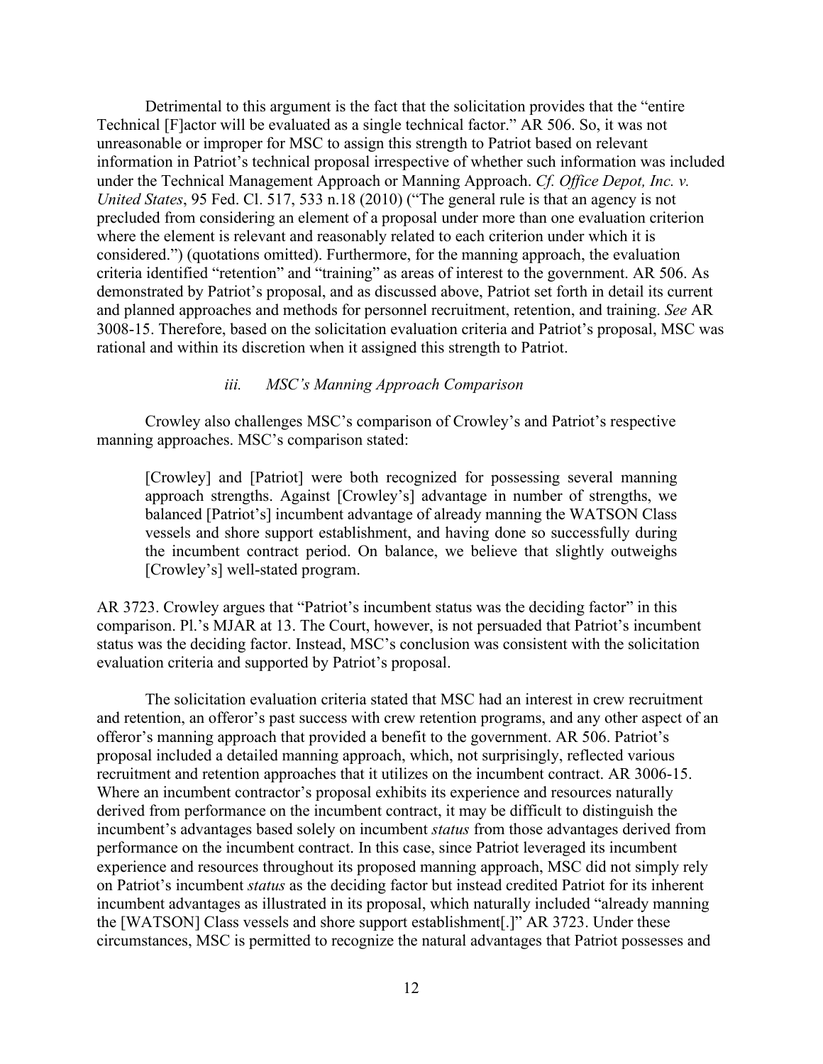Detrimental to this argument is the fact that the solicitation provides that the "entire Technical [F]actor will be evaluated as a single technical factor." AR 506. So, it was not unreasonable or improper for MSC to assign this strength to Patriot based on relevant information in Patriot's technical proposal irrespective of whether such information was included under the Technical Management Approach or Manning Approach. *Cf. Office Depot, Inc. v. United States*, 95 Fed. Cl. 517, 533 n.18 (2010) ("The general rule is that an agency is not precluded from considering an element of a proposal under more than one evaluation criterion where the element is relevant and reasonably related to each criterion under which it is considered.") (quotations omitted). Furthermore, for the manning approach, the evaluation criteria identified "retention" and "training" as areas of interest to the government. AR 506. As demonstrated by Patriot's proposal, and as discussed above, Patriot set forth in detail its current and planned approaches and methods for personnel recruitment, retention, and training. *See* AR 3008-15. Therefore, based on the solicitation evaluation criteria and Patriot's proposal, MSC was rational and within its discretion when it assigned this strength to Patriot.

#### *iii. MSC's Manning Approach Comparison*

Crowley also challenges MSC's comparison of Crowley's and Patriot's respective manning approaches. MSC's comparison stated:

> [Crowley] and [Patriot] were both recognized for possessing several manning approach strengths. Against [Crowley's] advantage in number of strengths, we balanced [Patriot's] incumbent advantage of already manning the WATSON Class vessels and shore support establishment, and having done so successfully during the incumbent contract period. On balance, we believe that slightly outweighs [Crowley's] well-stated program.

AR 3723. Crowley argues that "Patriot's incumbent status was the deciding factor" in this comparison. Pl.'s MJAR at 13. The Court, however, is not persuaded that Patriot's incumbent status was the deciding factor. Instead, MSC's conclusion was consistent with the solicitation evaluation criteria and supported by Patriot's proposal.

The solicitation evaluation criteria stated that MSC had an interest in crew recruitment and retention, an offeror's past success with crew retention programs, and any other aspect of an offeror's manning approach that provided a benefit to the government. AR 506. Patriot's proposal included a detailed manning approach, which, not surprisingly, reflected various recruitment and retention approaches that it utilizes on the incumbent contract. AR 3006-15. Where an incumbent contractor's proposal exhibits its experience and resources naturally derived from performance on the incumbent contract, it may be difficult to distinguish the incumbent's advantages based solely on incumbent *status* from those advantages derived from performance on the incumbent contract. In this case, since Patriot leveraged its incumbent experience and resources throughout its proposed manning approach, MSC did not simply rely on Patriot's incumbent *status* as the deciding factor but instead credited Patriot for its inherent incumbent advantages as illustrated in its proposal, which naturally included "already manning the [WATSON] Class vessels and shore support establishment[.]" AR 3723. Under these circumstances, MSC is permitted to recognize the natural advantages that Patriot possesses and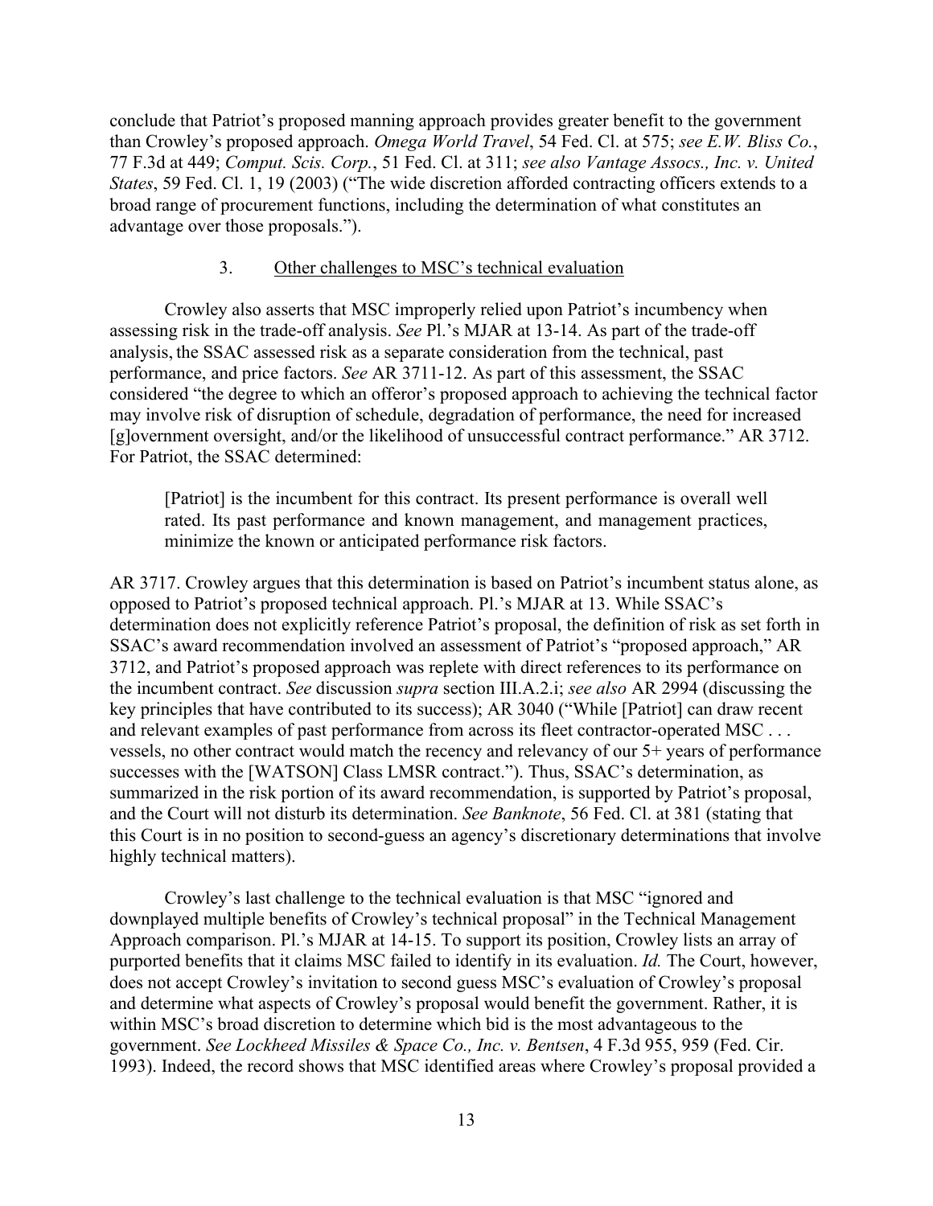conclude that Patriot's proposed manning approach provides greater benefit to the government than Crowley's proposed approach. *Omega World Travel*, 54 Fed. Cl. at 575; *see E.W. Bliss Co.*, 77 F.3d at 449; *Comput. Scis. Corp.*, 51 Fed. Cl. at 311; *see also Vantage Assocs., Inc. v. United States*, 59 Fed. Cl. 1, 19 (2003) ("The wide discretion afforded contracting officers extends to a broad range of procurement functions, including the determination of what constitutes an advantage over those proposals.").

### 3. Other challenges to MSC's technical evaluation

Crowley also asserts that MSC improperly relied upon Patriot's incumbency when assessing risk in the trade-off analysis. *See* Pl.'s MJAR at 13-14. As part of the trade-off analysis, the SSAC assessed risk as a separate consideration from the technical, past performance, and price factors. *See* AR 3711-12. As part of this assessment, the SSAC considered "the degree to which an offeror's proposed approach to achieving the technical factor may involve risk of disruption of schedule, degradation of performance, the need for increased [g]overnment oversight, and/or the likelihood of unsuccessful contract performance." AR 3712. For Patriot, the SSAC determined:

> [Patriot] is the incumbent for this contract. Its present performance is overall well rated. Its past performance and known management, and management practices, minimize the known or anticipated performance risk factors.

AR 3717. Crowley argues that this determination is based on Patriot's incumbent status alone, as opposed to Patriot's proposed technical approach. Pl.'s MJAR at 13. While SSAC's determination does not explicitly reference Patriot's proposal, the definition of risk as set forth in SSAC's award recommendation involved an assessment of Patriot's "proposed approach," AR 3712, and Patriot's proposed approach was replete with direct references to its performance on the incumbent contract. *See* discussion *supra* section III.A.2.i; *see also* AR 2994 (discussing the key principles that have contributed to its success); AR 3040 ("While [Patriot] can draw recent and relevant examples of past performance from across its fleet contractor-operated MSC . . . vessels, no other contract would match the recency and relevancy of our 5+ years of performance successes with the [WATSON] Class LMSR contract."). Thus, SSAC's determination, as summarized in the risk portion of its award recommendation, is supported by Patriot's proposal, and the Court will not disturb its determination. *See Banknote*, 56 Fed. Cl. at 381 (stating that this Court is in no position to second-guess an agency's discretionary determinations that involve highly technical matters).

Crowley's last challenge to the technical evaluation is that MSC "ignored and downplayed multiple benefits of Crowley's technical proposal" in the Technical Management Approach comparison. Pl.'s MJAR at 14-15. To support its position, Crowley lists an array of purported benefits that it claims MSC failed to identify in its evaluation. *Id.* The Court, however, does not accept Crowley's invitation to second guess MSC's evaluation of Crowley's proposal and determine what aspects of Crowley's proposal would benefit the government. Rather, it is within MSC's broad discretion to determine which bid is the most advantageous to the government. *See Lockheed Missiles & Space Co., Inc. v. Bentsen*, 4 F.3d 955, 959 (Fed. Cir. 1993). Indeed, the record shows that MSC identified areas where Crowley's proposal provided a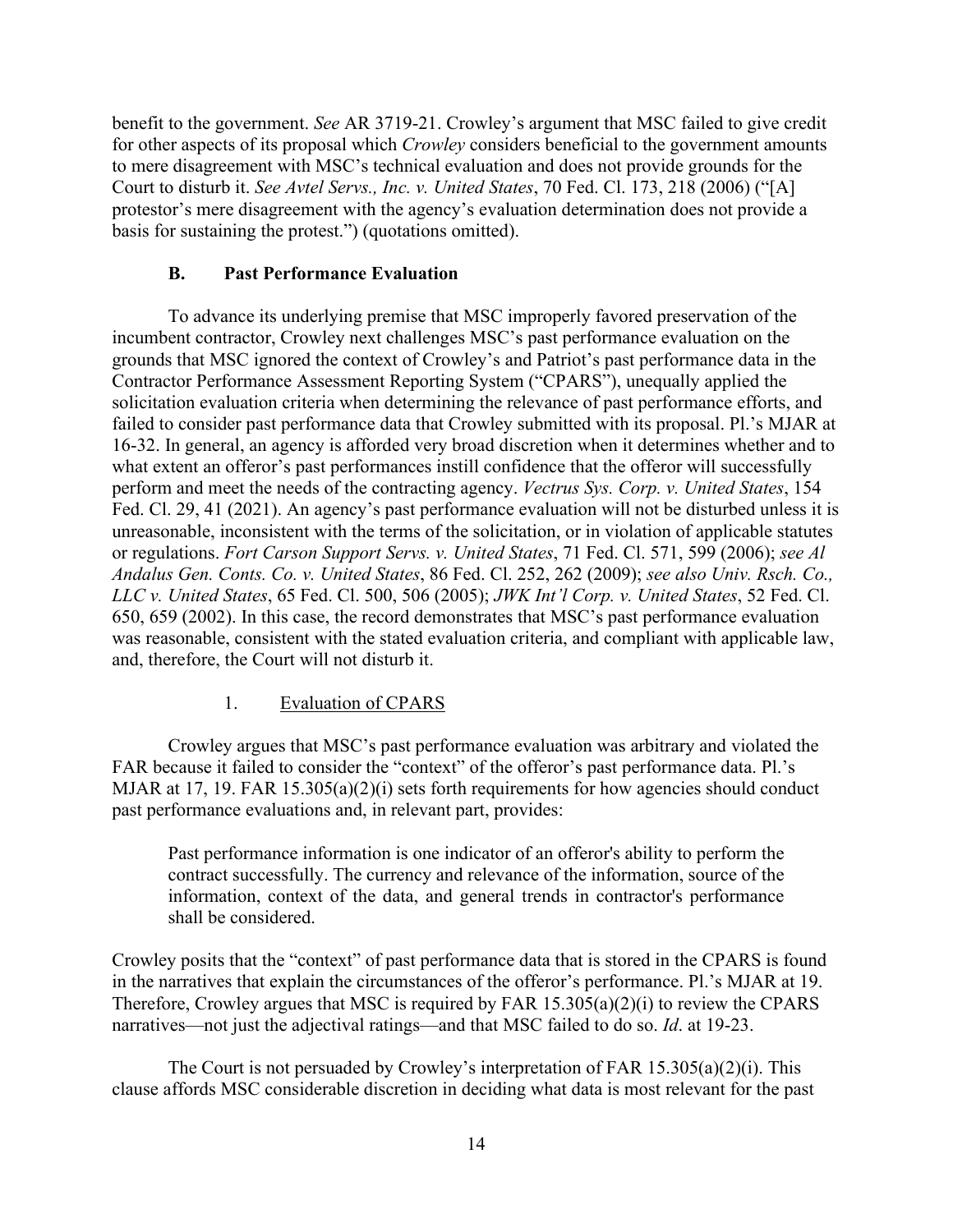benefit to the government. *See* AR 3719-21. Crowley's argument that MSC failed to give credit for other aspects of its proposal which *Crowley* considers beneficial to the government amounts to mere disagreement with MSC's technical evaluation and does not provide grounds for the Court to disturb it. *See Avtel Servs., Inc. v. United States*, 70 Fed. Cl. 173, 218 (2006) ("[A] protestor's mere disagreement with the agency's evaluation determination does not provide a basis for sustaining the protest.") (quotations omitted).

### B. Past Performance Evaluation

To advance its underlying premise that MSC improperly favored preservation of the incumbent contractor, Crowley next challenges MSC's past performance evaluation on the grounds that MSC ignored the context of Crowley's and Patriot's past performance data in the Contractor Performance Assessment Reporting System ("CPARS"), unequally applied the solicitation evaluation criteria when determining the relevance of past performance efforts, and failed to consider past performance data that Crowley submitted with its proposal. Pl.'s MJAR at 16-32. In general, an agency is afforded very broad discretion when it determines whether and to what extent an offeror's past performances instill confidence that the offeror will successfully perform and meet the needs of the contracting agency. *Vectrus Sys. Corp. v. United States*, 154 Fed. Cl. 29, 41 (2021). An agency's past performance evaluation will not be disturbed unless it is unreasonable, inconsistent with the terms of the solicitation, or in violation of applicable statutes or regulations. *Fort Carson Support Servs. v. United States*, 71 Fed. Cl. 571, 599 (2006); *see Al Andalus Gen. Conts. Co. v. United States*, 86 Fed. Cl. 252, 262 (2009); *see also Univ. Rsch. Co., LLC v. United States*, 65 Fed. Cl. 500, 506 (2005); *JWK Int'l Corp. v. United States*, 52 Fed. Cl. 650, 659 (2002). In this case, the record demonstrates that MSC's past performance evaluation was reasonable, consistent with the stated evaluation criteria, and compliant with applicable law, and, therefore, the Court will not disturb it.

#### 1. Evaluation of CPARS

Crowley argues that MSC's past performance evaluation was arbitrary and violated the FAR because it failed to consider the "context" of the offeror's past performance data. Pl.'s MJAR at 17, 19. FAR 15.305(a)(2)(i) sets forth requirements for how agencies should conduct past performance evaluations and, in relevant part, provides:

> Past performance information is one indicator of an offeror's ability to perform the contract successfully. The currency and relevance of the information, source of the information, context of the data, and general trends in contractor's performance shall be considered.

Crowley posits that the "context" of past performance data that is stored in the CPARS is found in the narratives that explain the circumstances of the offeror's performance. Pl.'s MJAR at 19. Therefore, Crowley argues that MSC is required by FAR 15.305(a)(2)(i) to review the CPARS narratives—not just the adjectival ratings—and that MSC failed to do so. *Id*. at 19-23.

The Court is not persuaded by Crowley's interpretation of FAR 15.305(a)(2)(i). This clause affords MSC considerable discretion in deciding what data is most relevant for the past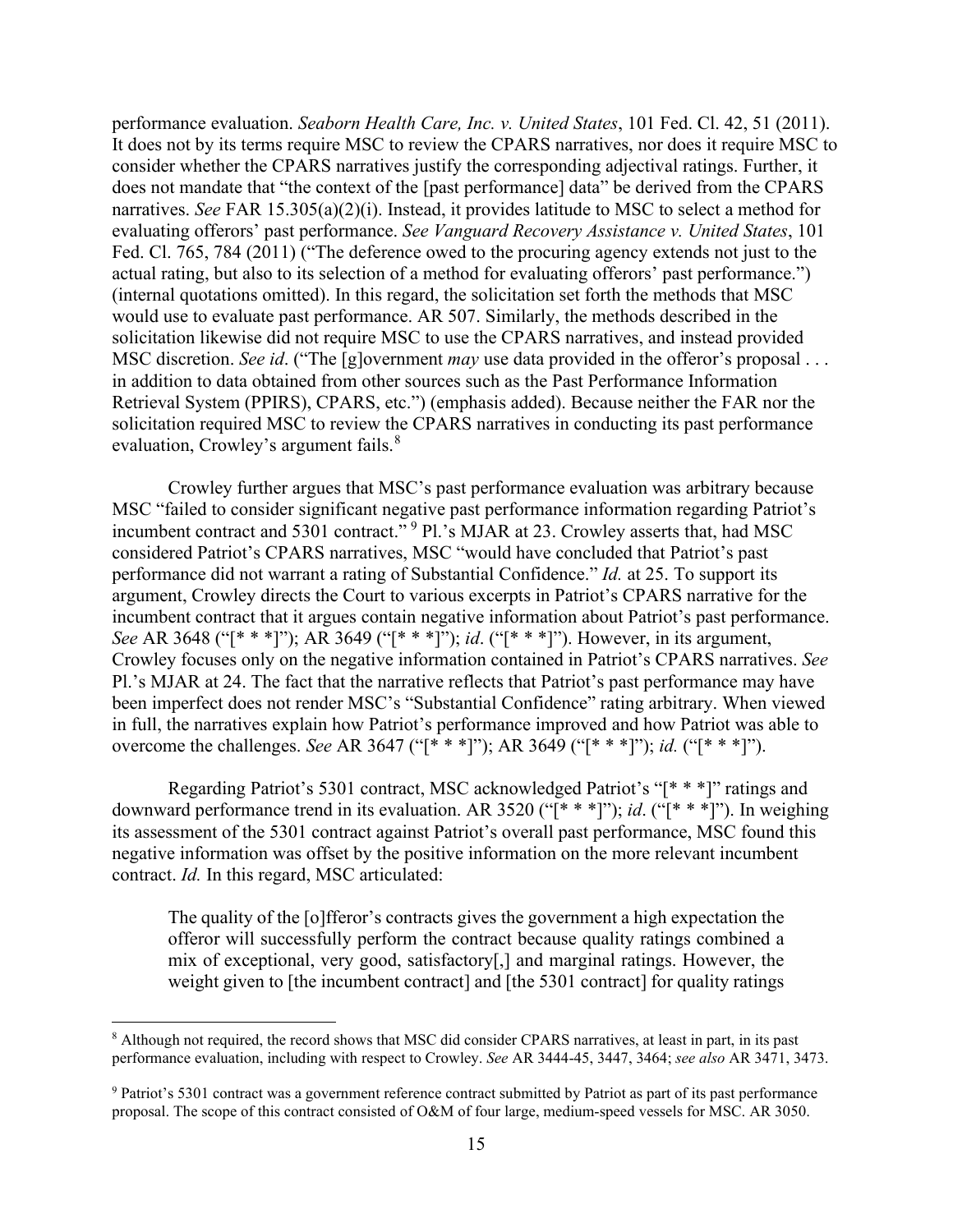performance evaluation. *Seaborn Health Care, Inc. v. United States*, 101 Fed. Cl. 42, 51 (2011). It does not by its terms require MSC to review the CPARS narratives, nor does it require MSC to consider whether the CPARS narratives justify the corresponding adjectival ratings. Further, it does not mandate that "the context of the [past performance] data" be derived from the CPARS narratives. *See* FAR 15.305(a)(2)(i). Instead, it provides latitude to MSC to select a method for evaluating offerors' past performance. *See Vanguard Recovery Assistance v. United States*, 101 Fed. Cl. 765, 784 (2011) ("The deference owed to the procuring agency extends not just to the actual rating, but also to its selection of a method for evaluating offerors' past performance.") (internal quotations omitted). In this regard, the solicitation set forth the methods that MSC would use to evaluate past performance. AR 507. Similarly, the methods described in the solicitation likewise did not require MSC to use the CPARS narratives, and instead provided MSC discretion. *See id*. ("The [g]overnment *may* use data provided in the offeror's proposal . . . in addition to data obtained from other sources such as the Past Performance Information Retrieval System (PPIRS), CPARS, etc.") (emphasis added). Because neither the FAR nor the solicitation required MSC to review the CPARS narratives in conducting its past performance evaluation, Crowley's argument fails.[8]

Crowley further argues that MSC's past performance evaluation was arbitrary because MSC "failed to consider significant negative past performance information regarding Patriot's incumbent contract and 5301 contract."[9] Pl.'s MJAR at 23. Crowley asserts that, had MSC considered Patriot's CPARS narratives, MSC "would have concluded that Patriot's past performance did not warrant a rating of Substantial Confidence." *Id.* at 25. To support its argument, Crowley directs the Court to various excerpts in Patriot's CPARS narrative for the incumbent contract that it argues contain negative information about Patriot's past performance. *See* AR 3648 ("[* * *]"); AR 3649 ("[* * *]"); *id*. ("[* * *]"). However, in its argument, Crowley focuses only on the negative information contained in Patriot's CPARS narratives. *See* Pl.'s MJAR at 24. The fact that the narrative reflects that Patriot's past performance may have been imperfect does not render MSC's "Substantial Confidence" rating arbitrary. When viewed in full, the narratives explain how Patriot's performance improved and how Patriot was able to overcome the challenges. *See* AR 3647 ("[* * *]"); AR 3649 ("[* * *]"); *id.* ("[* * *]").

Regarding Patriot's 5301 contract, MSC acknowledged Patriot's "[* * *]" ratings and downward performance trend in its evaluation. AR 3520 ("[* * *]"); *id*. ("[* * *]"). In weighing its assessment of the 5301 contract against Patriot's overall past performance, MSC found this negative information was offset by the positive information on the more relevant incumbent contract. *Id.* In this regard, MSC articulated:

> The quality of the [o]fferor's contracts gives the government a high expectation the offeror will successfully perform the contract because quality ratings combined a mix of exceptional, very good, satisfactory[,] and marginal ratings. However, the weight given to [the incumbent contract] and [the 5301 contract] for quality ratings

---

[8] Although not required, the record shows that MSC did consider CPARS narratives, at least in part, in its past performance evaluation, including with respect to Crowley. *See* AR 3444-45, 3447, 3464; *see also* AR 3471, 3473.

[9] Patriot's 5301 contract was a government reference contract submitted by Patriot as part of its past performance proposal. The scope of this contract consisted of O&M of four large, medium-speed vessels for MSC. AR 3050.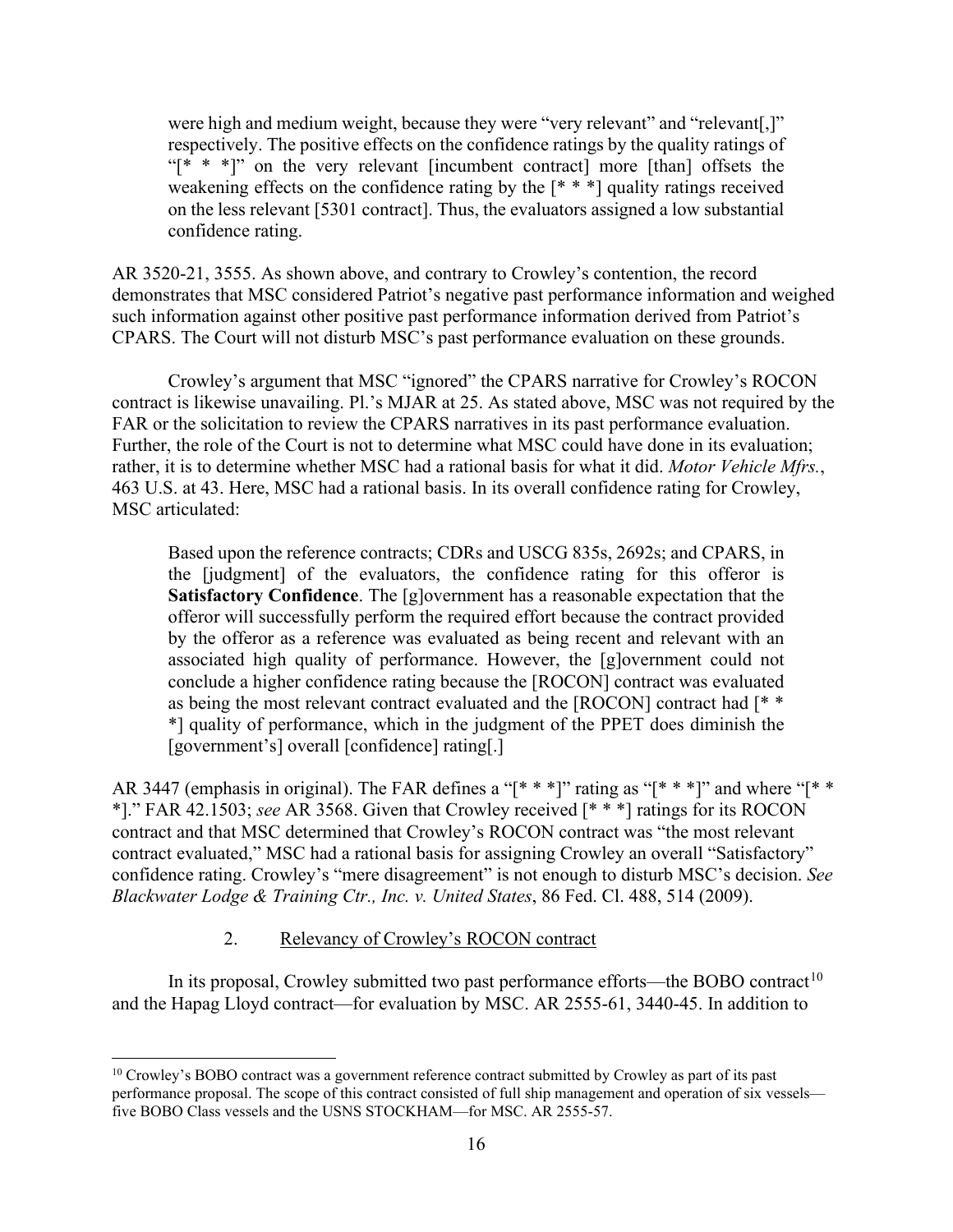> were high and medium weight, because they were "very relevant" and "relevant[,]" respectively. The positive effects on the confidence ratings by the quality ratings of "[* * *]" on the very relevant [incumbent contract] more [than] offsets the weakening effects on the confidence rating by the [* * *] quality ratings received on the less relevant [5301 contract]. Thus, the evaluators assigned a low substantial confidence rating.

AR 3520-21, 3555. As shown above, and contrary to Crowley's contention, the record demonstrates that MSC considered Patriot's negative past performance information and weighed such information against other positive past performance information derived from Patriot's CPARS. The Court will not disturb MSC's past performance evaluation on these grounds.

Crowley's argument that MSC "ignored" the CPARS narrative for Crowley's ROCON contract is likewise unavailing. Pl.'s MJAR at 25. As stated above, MSC was not required by the FAR or the solicitation to review the CPARS narratives in its past performance evaluation. Further, the role of the Court is not to determine what MSC could have done in its evaluation; rather, it is to determine whether MSC had a rational basis for what it did. *Motor Vehicle Mfrs.*, 463 U.S. at 43. Here, MSC had a rational basis. In its overall confidence rating for Crowley, MSC articulated:

> Based upon the reference contracts; CDRs and USCG 835s, 2692s; and CPARS, in the [judgment] of the evaluators, the confidence rating for this offeror is **Satisfactory Confidence**. The [g]overnment has a reasonable expectation that the offeror will successfully perform the required effort because the contract provided by the offeror as a reference was evaluated as being recent and relevant with an associated high quality of performance. However, the [g]overnment could not conclude a higher confidence rating because the [ROCON] contract was evaluated as being the most relevant contract evaluated and the [ROCON] contract had [* * *] quality of performance, which in the judgment of the PPET does diminish the [government's] overall [confidence] rating[.]

AR 3447 (emphasis in original). The FAR defines a "[* * *]" rating as "[* * *]" and where "[* * *]." FAR 42.1503; *see* AR 3568. Given that Crowley received [* * *] ratings for its ROCON contract and that MSC determined that Crowley's ROCON contract was "the most relevant contract evaluated," MSC had a rational basis for assigning Crowley an overall "Satisfactory" confidence rating. Crowley's "mere disagreement" is not enough to disturb MSC's decision. *See Blackwater Lodge & Training Ctr., Inc. v. United States*, 86 Fed. Cl. 488, 514 (2009).

### 2. Relevancy of Crowley's ROCON contract

In its proposal, Crowley submitted two past performance efforts—the BOBO contract[10] and the Hapag Lloyd contract—for evaluation by MSC. AR 2555-61, 3440-45. In addition to

[10] Crowley's BOBO contract was a government reference contract submitted by Crowley as part of its past performance proposal. The scope of this contract consisted of full ship management and operation of six vessels—five BOBO Class vessels and the USNS STOCKHAM—for MSC. AR 2555-57.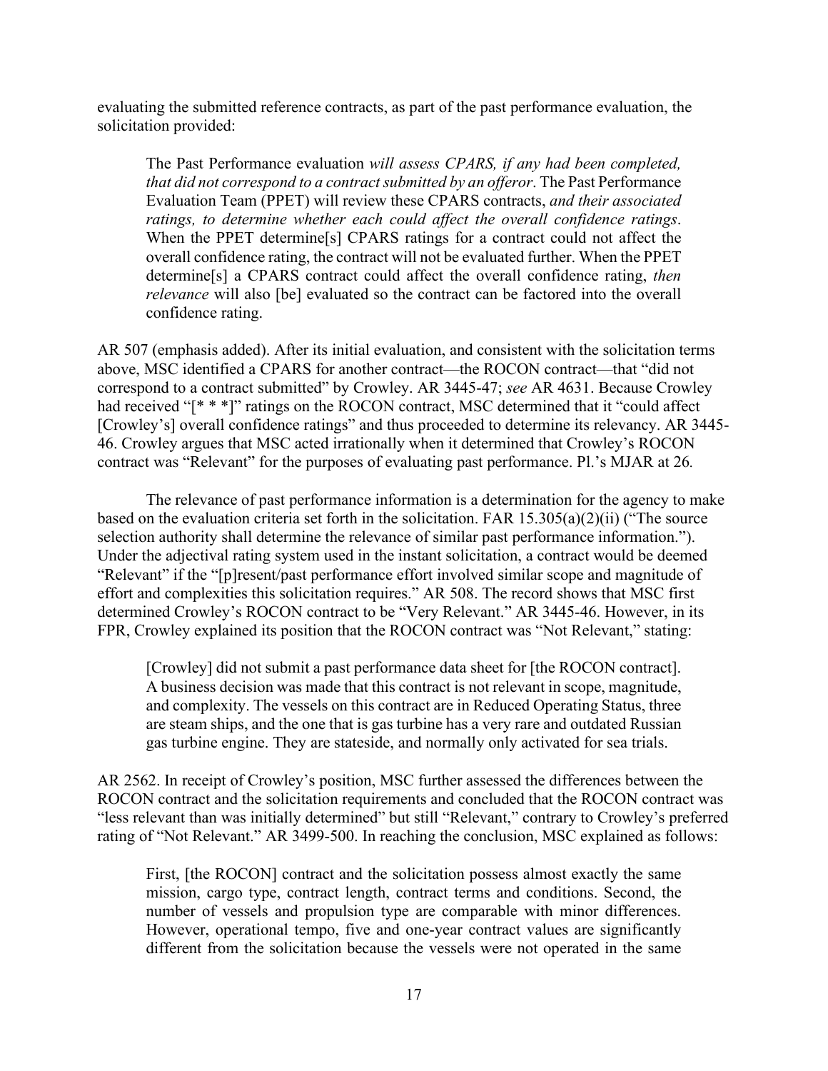evaluating the submitted reference contracts, as part of the past performance evaluation, the solicitation provided:

> The Past Performance evaluation *will assess CPARS, if any had been completed, that did not correspond to a contract submitted by an offeror*. The Past Performance Evaluation Team (PPET) will review these CPARS contracts, *and their associated ratings, to determine whether each could affect the overall confidence ratings*. When the PPET determine[s] CPARS ratings for a contract could not affect the overall confidence rating, the contract will not be evaluated further. When the PPET determine[s] a CPARS contract could affect the overall confidence rating, *then relevance* will also [be] evaluated so the contract can be factored into the overall confidence rating.

AR 507 (emphasis added). After its initial evaluation, and consistent with the solicitation terms above, MSC identified a CPARS for another contract—the ROCON contract—that "did not correspond to a contract submitted" by Crowley. AR 3445-47; *see* AR 4631. Because Crowley had received "[* * *]" ratings on the ROCON contract, MSC determined that it "could affect [Crowley's] overall confidence ratings" and thus proceeded to determine its relevancy. AR 3445-46. Crowley argues that MSC acted irrationally when it determined that Crowley's ROCON contract was "Relevant" for the purposes of evaluating past performance. Pl.'s MJAR at 26*.*

The relevance of past performance information is a determination for the agency to make based on the evaluation criteria set forth in the solicitation. FAR 15.305(a)(2)(ii) ("The source selection authority shall determine the relevance of similar past performance information."). Under the adjectival rating system used in the instant solicitation, a contract would be deemed "Relevant" if the "[p]resent/past performance effort involved similar scope and magnitude of effort and complexities this solicitation requires." AR 508. The record shows that MSC first determined Crowley's ROCON contract to be "Very Relevant." AR 3445-46. However, in its FPR, Crowley explained its position that the ROCON contract was "Not Relevant," stating:

> [Crowley] did not submit a past performance data sheet for [the ROCON contract]. A business decision was made that this contract is not relevant in scope, magnitude, and complexity. The vessels on this contract are in Reduced Operating Status, three are steam ships, and the one that is gas turbine has a very rare and outdated Russian gas turbine engine. They are stateside, and normally only activated for sea trials.

AR 2562. In receipt of Crowley's position, MSC further assessed the differences between the ROCON contract and the solicitation requirements and concluded that the ROCON contract was "less relevant than was initially determined" but still "Relevant," contrary to Crowley's preferred rating of "Not Relevant." AR 3499-500. In reaching the conclusion, MSC explained as follows:

> First, [the ROCON] contract and the solicitation possess almost exactly the same mission, cargo type, contract length, contract terms and conditions. Second, the number of vessels and propulsion type are comparable with minor differences. However, operational tempo, five and one-year contract values are significantly different from the solicitation because the vessels were not operated in the same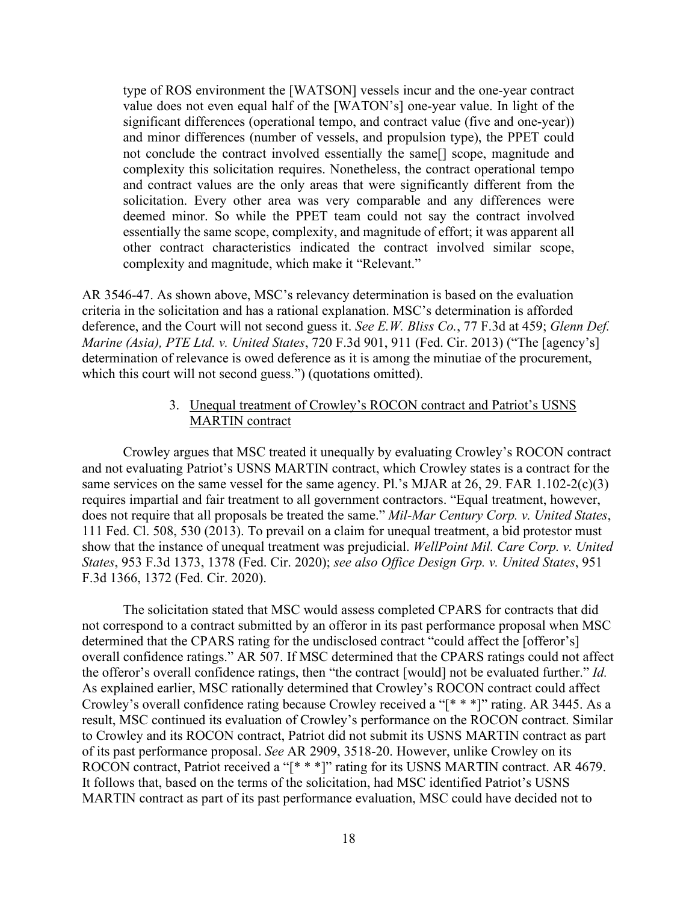> type of ROS environment the [WATSON] vessels incur and the one-year contract value does not even equal half of the [WATON's] one-year value. In light of the significant differences (operational tempo, and contract value (five and one-year)) and minor differences (number of vessels, and propulsion type), the PPET could not conclude the contract involved essentially the same[] scope, magnitude and complexity this solicitation requires. Nonetheless, the contract operational tempo and contract values are the only areas that were significantly different from the solicitation. Every other area was very comparable and any differences were deemed minor. So while the PPET team could not say the contract involved essentially the same scope, complexity, and magnitude of effort; it was apparent all other contract characteristics indicated the contract involved similar scope, complexity and magnitude, which make it "Relevant."

AR 3546-47. As shown above, MSC's relevancy determination is based on the evaluation criteria in the solicitation and has a rational explanation. MSC's determination is afforded deference, and the Court will not second guess it. *See E.W. Bliss Co.*, 77 F.3d at 459; *Glenn Def. Marine (Asia), PTE Ltd. v. United States*, 720 F.3d 901, 911 (Fed. Cir. 2013) ("The [agency's] determination of relevance is owed deference as it is among the minutiae of the procurement, which this court will not second guess.") (quotations omitted).

3. Unequal treatment of Crowley's ROCON contract and Patriot's USNS MARTIN contract

Crowley argues that MSC treated it unequally by evaluating Crowley's ROCON contract and not evaluating Patriot's USNS MARTIN contract, which Crowley states is a contract for the same services on the same vessel for the same agency. Pl.'s MJAR at 26, 29. FAR 1.102-2(c)(3) requires impartial and fair treatment to all government contractors. "Equal treatment, however, does not require that all proposals be treated the same." *Mil-Mar Century Corp. v. United States*, 111 Fed. Cl. 508, 530 (2013). To prevail on a claim for unequal treatment, a bid protestor must show that the instance of unequal treatment was prejudicial. *WellPoint Mil. Care Corp. v. United States*, 953 F.3d 1373, 1378 (Fed. Cir. 2020); *see also Office Design Grp. v. United States*, 951 F.3d 1366, 1372 (Fed. Cir. 2020).

The solicitation stated that MSC would assess completed CPARS for contracts that did not correspond to a contract submitted by an offeror in its past performance proposal when MSC determined that the CPARS rating for the undisclosed contract "could affect the [offeror's] overall confidence ratings." AR 507. If MSC determined that the CPARS ratings could not affect the offeror's overall confidence ratings, then "the contract [would] not be evaluated further." *Id.* As explained earlier, MSC rationally determined that Crowley's ROCON contract could affect Crowley's overall confidence rating because Crowley received a "[* * *]" rating. AR 3445. As a result, MSC continued its evaluation of Crowley's performance on the ROCON contract. Similar to Crowley and its ROCON contract, Patriot did not submit its USNS MARTIN contract as part of its past performance proposal. *See* AR 2909, 3518-20. However, unlike Crowley on its ROCON contract, Patriot received a "[* * *]" rating for its USNS MARTIN contract. AR 4679. It follows that, based on the terms of the solicitation, had MSC identified Patriot's USNS MARTIN contract as part of its past performance evaluation, MSC could have decided not to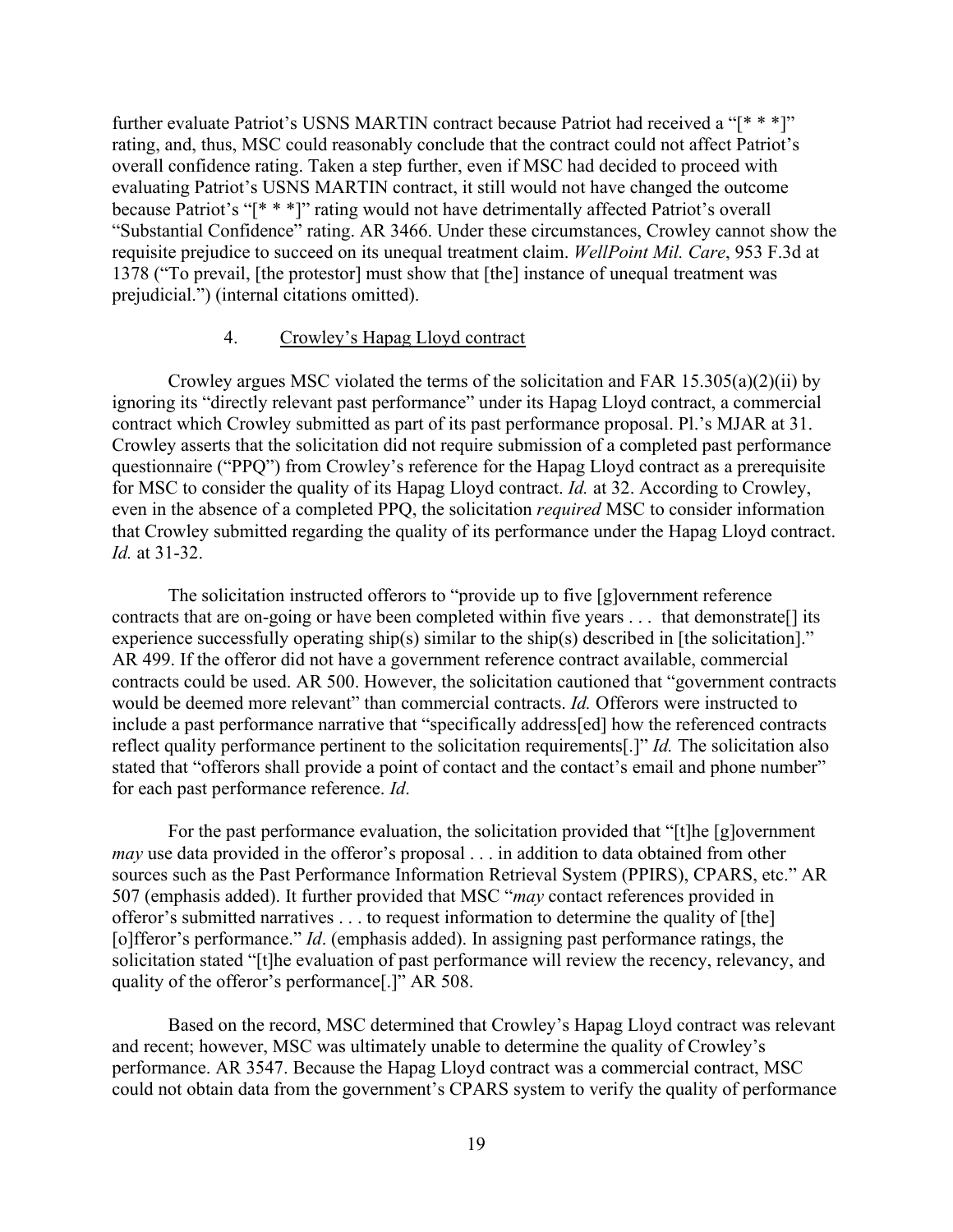further evaluate Patriot's USNS MARTIN contract because Patriot had received a "[* * *]" rating, and, thus, MSC could reasonably conclude that the contract could not affect Patriot's overall confidence rating. Taken a step further, even if MSC had decided to proceed with evaluating Patriot's USNS MARTIN contract, it still would not have changed the outcome because Patriot's "[* * *]" rating would not have detrimentally affected Patriot's overall "Substantial Confidence" rating. AR 3466. Under these circumstances, Crowley cannot show the requisite prejudice to succeed on its unequal treatment claim. *WellPoint Mil. Care*, 953 F.3d at 1378 ("To prevail, [the protestor] must show that [the] instance of unequal treatment was prejudicial.") (internal citations omitted).

4. Crowley's Hapag Lloyd contract

Crowley argues MSC violated the terms of the solicitation and FAR 15.305(a)(2)(ii) by ignoring its "directly relevant past performance" under its Hapag Lloyd contract, a commercial contract which Crowley submitted as part of its past performance proposal. Pl.'s MJAR at 31. Crowley asserts that the solicitation did not require submission of a completed past performance questionnaire ("PPQ") from Crowley's reference for the Hapag Lloyd contract as a prerequisite for MSC to consider the quality of its Hapag Lloyd contract. *Id.* at 32. According to Crowley, even in the absence of a completed PPQ, the solicitation *required* MSC to consider information that Crowley submitted regarding the quality of its performance under the Hapag Lloyd contract. *Id.* at 31-32.

The solicitation instructed offerors to "provide up to five [g]overnment reference contracts that are on-going or have been completed within five years . . . that demonstrate[] its experience successfully operating ship(s) similar to the ship(s) described in [the solicitation]." AR 499. If the offeror did not have a government reference contract available, commercial contracts could be used. AR 500. However, the solicitation cautioned that "government contracts would be deemed more relevant" than commercial contracts. *Id.* Offerors were instructed to include a past performance narrative that "specifically address[ed] how the referenced contracts reflect quality performance pertinent to the solicitation requirements[.]" *Id.* The solicitation also stated that "offerors shall provide a point of contact and the contact's email and phone number" for each past performance reference. *Id*.

For the past performance evaluation, the solicitation provided that "[t]he [g]overnment *may* use data provided in the offeror's proposal . . . in addition to data obtained from other sources such as the Past Performance Information Retrieval System (PPIRS), CPARS, etc." AR 507 (emphasis added). It further provided that MSC "*may* contact references provided in offeror's submitted narratives . . . to request information to determine the quality of [the] [o]fferor's performance." *Id*. (emphasis added). In assigning past performance ratings, the solicitation stated "[t]he evaluation of past performance will review the recency, relevancy, and quality of the offeror's performance[.]" AR 508.

Based on the record, MSC determined that Crowley's Hapag Lloyd contract was relevant and recent; however, MSC was ultimately unable to determine the quality of Crowley's performance. AR 3547. Because the Hapag Lloyd contract was a commercial contract, MSC could not obtain data from the government's CPARS system to verify the quality of performance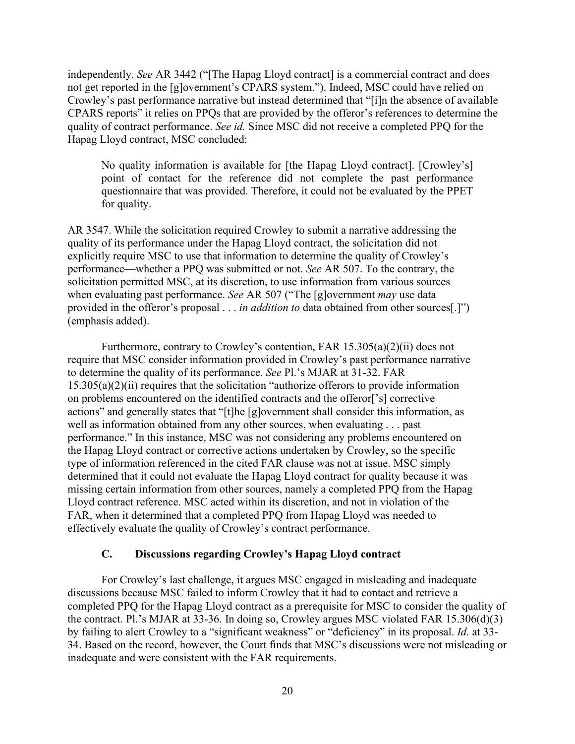independently. *See* AR 3442 ("[The Hapag Lloyd contract] is a commercial contract and does not get reported in the [g]overnment's CPARS system."). Indeed, MSC could have relied on Crowley's past performance narrative but instead determined that "[i]n the absence of available CPARS reports" it relies on PPQs that are provided by the offeror's references to determine the quality of contract performance. *See id.* Since MSC did not receive a completed PPQ for the Hapag Lloyd contract, MSC concluded:

> No quality information is available for [the Hapag Lloyd contract]. [Crowley's] point of contact for the reference did not complete the past performance questionnaire that was provided. Therefore, it could not be evaluated by the PPET for quality.

AR 3547. While the solicitation required Crowley to submit a narrative addressing the quality of its performance under the Hapag Lloyd contract, the solicitation did not explicitly require MSC to use that information to determine the quality of Crowley's performance—whether a PPQ was submitted or not. *See* AR 507. To the contrary, the solicitation permitted MSC, at its discretion, to use information from various sources when evaluating past performance. *See* AR 507 ("The [g]overnment *may* use data provided in the offeror's proposal . . . *in addition to* data obtained from other sources[.]") (emphasis added).

Furthermore, contrary to Crowley's contention, FAR 15.305(a)(2)(ii) does not require that MSC consider information provided in Crowley's past performance narrative to determine the quality of its performance. *See* Pl.'s MJAR at 31-32. FAR 15.305(a)(2)(ii) requires that the solicitation "authorize offerors to provide information on problems encountered on the identified contracts and the offeror['s] corrective actions" and generally states that "[t]he [g]overnment shall consider this information, as well as information obtained from any other sources, when evaluating . . . past performance." In this instance, MSC was not considering any problems encountered on the Hapag Lloyd contract or corrective actions undertaken by Crowley, so the specific type of information referenced in the cited FAR clause was not at issue. MSC simply determined that it could not evaluate the Hapag Lloyd contract for quality because it was missing certain information from other sources, namely a completed PPQ from the Hapag Lloyd contract reference. MSC acted within its discretion, and not in violation of the FAR, when it determined that a completed PPQ from Hapag Lloyd was needed to effectively evaluate the quality of Crowley's contract performance.

### C. Discussions regarding Crowley's Hapag Lloyd contract

For Crowley's last challenge, it argues MSC engaged in misleading and inadequate discussions because MSC failed to inform Crowley that it had to contact and retrieve a completed PPQ for the Hapag Lloyd contract as a prerequisite for MSC to consider the quality of the contract. Pl.'s MJAR at 33-36. In doing so, Crowley argues MSC violated FAR 15.306(d)(3) by failing to alert Crowley to a "significant weakness" or "deficiency" in its proposal. *Id.* at 33-34. Based on the record, however, the Court finds that MSC's discussions were not misleading or inadequate and were consistent with the FAR requirements.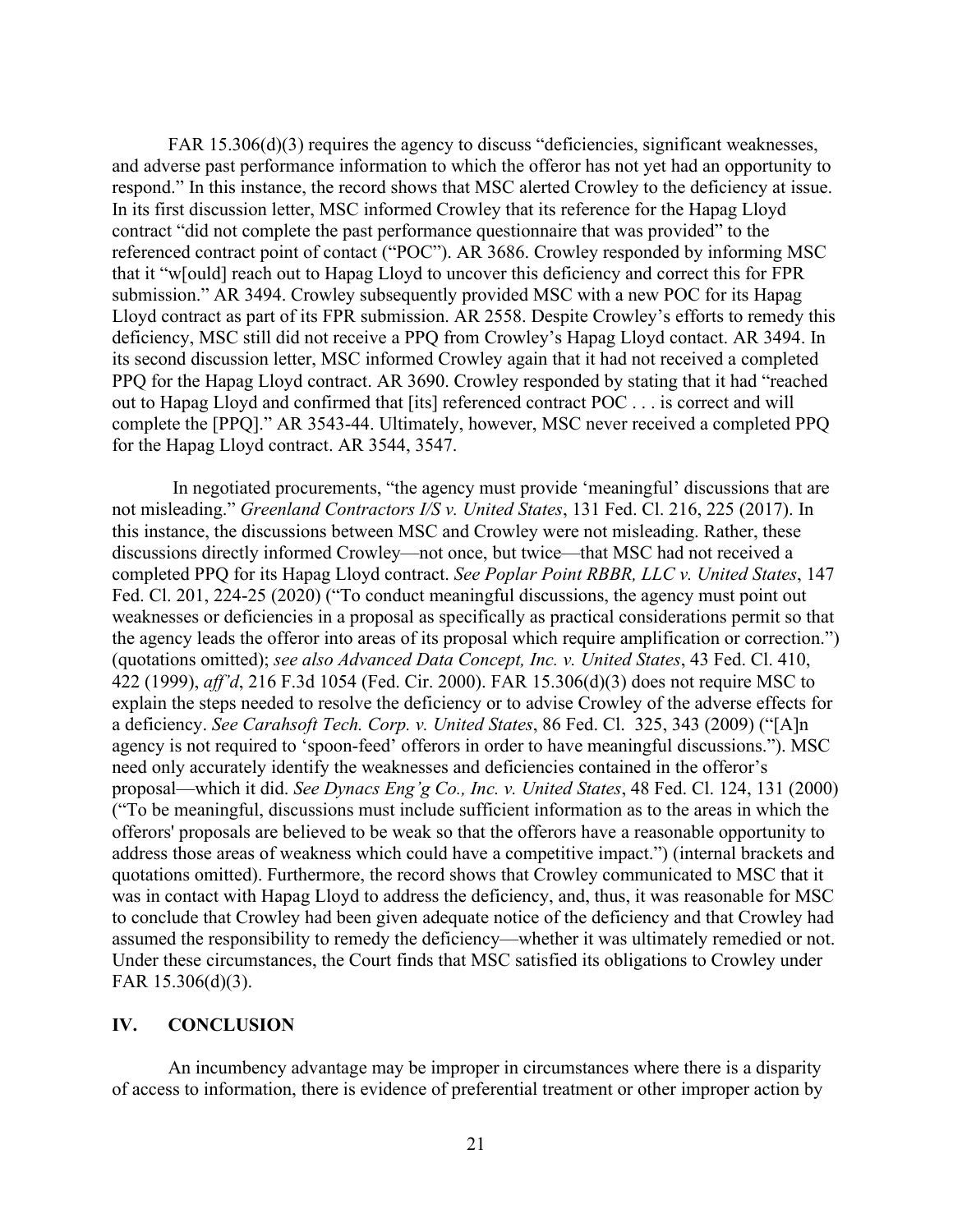FAR 15.306(d)(3) requires the agency to discuss "deficiencies, significant weaknesses, and adverse past performance information to which the offeror has not yet had an opportunity to respond." In this instance, the record shows that MSC alerted Crowley to the deficiency at issue. In its first discussion letter, MSC informed Crowley that its reference for the Hapag Lloyd contract "did not complete the past performance questionnaire that was provided" to the referenced contract point of contact ("POC"). AR 3686. Crowley responded by informing MSC that it "w[ould] reach out to Hapag Lloyd to uncover this deficiency and correct this for FPR submission." AR 3494. Crowley subsequently provided MSC with a new POC for its Hapag Lloyd contract as part of its FPR submission. AR 2558. Despite Crowley's efforts to remedy this deficiency, MSC still did not receive a PPQ from Crowley's Hapag Lloyd contact. AR 3494. In its second discussion letter, MSC informed Crowley again that it had not received a completed PPQ for the Hapag Lloyd contract. AR 3690. Crowley responded by stating that it had "reached out to Hapag Lloyd and confirmed that [its] referenced contract POC . . . is correct and will complete the [PPQ]." AR 3543-44. Ultimately, however, MSC never received a completed PPQ for the Hapag Lloyd contract. AR 3544, 3547.

In negotiated procurements, "the agency must provide 'meaningful' discussions that are not misleading." *Greenland Contractors I/S v. United States*, 131 Fed. Cl. 216, 225 (2017). In this instance, the discussions between MSC and Crowley were not misleading. Rather, these discussions directly informed Crowley—not once, but twice—that MSC had not received a completed PPQ for its Hapag Lloyd contract. *See Poplar Point RBBR, LLC v. United States*, 147 Fed. Cl. 201, 224-25 (2020) ("To conduct meaningful discussions, the agency must point out weaknesses or deficiencies in a proposal as specifically as practical considerations permit so that the agency leads the offeror into areas of its proposal which require amplification or correction.") (quotations omitted); *see also Advanced Data Concept, Inc. v. United States*, 43 Fed. Cl. 410, 422 (1999), *aff'd*, 216 F.3d 1054 (Fed. Cir. 2000). FAR 15.306(d)(3) does not require MSC to explain the steps needed to resolve the deficiency or to advise Crowley of the adverse effects for a deficiency. *See Carahsoft Tech. Corp. v. United States*, 86 Fed. Cl. 325, 343 (2009) ("[A]n agency is not required to 'spoon-feed' offerors in order to have meaningful discussions."). MSC need only accurately identify the weaknesses and deficiencies contained in the offeror's proposal—which it did. *See Dynacs Eng'g Co., Inc. v. United States*, 48 Fed. Cl. 124, 131 (2000) ("To be meaningful, discussions must include sufficient information as to the areas in which the offerors' proposals are believed to be weak so that the offerors have a reasonable opportunity to address those areas of weakness which could have a competitive impact.") (internal brackets and quotations omitted). Furthermore, the record shows that Crowley communicated to MSC that it was in contact with Hapag Lloyd to address the deficiency, and, thus, it was reasonable for MSC to conclude that Crowley had been given adequate notice of the deficiency and that Crowley had assumed the responsibility to remedy the deficiency—whether it was ultimately remedied or not. Under these circumstances, the Court finds that MSC satisfied its obligations to Crowley under FAR 15.306(d)(3).

## IV. CONCLUSION

An incumbency advantage may be improper in circumstances where there is a disparity of access to information, there is evidence of preferential treatment or other improper action by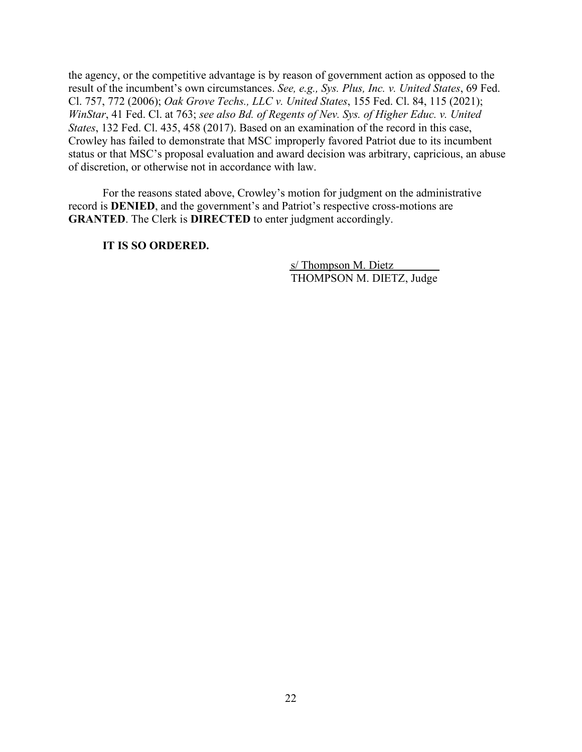the agency, or the competitive advantage is by reason of government action as opposed to the result of the incumbent's own circumstances. *See, e.g., Sys. Plus, Inc. v. United States*, 69 Fed. Cl. 757, 772 (2006); *Oak Grove Techs., LLC v. United States*, 155 Fed. Cl. 84, 115 (2021); *WinStar*, 41 Fed. Cl. at 763; *see also Bd. of Regents of Nev. Sys. of Higher Educ. v. United States*, 132 Fed. Cl. 435, 458 (2017). Based on an examination of the record in this case, Crowley has failed to demonstrate that MSC improperly favored Patriot due to its incumbent status or that MSC's proposal evaluation and award decision was arbitrary, capricious, an abuse of discretion, or otherwise not in accordance with law.

For the reasons stated above, Crowley's motion for judgment on the administrative record is **DENIED**, and the government's and Patriot's respective cross-motions are **GRANTED**. The Clerk is **DIRECTED** to enter judgment accordingly.

**IT IS SO ORDERED.**

s/ Thompson M. Dietz
THOMPSON M. DIETZ, Judge